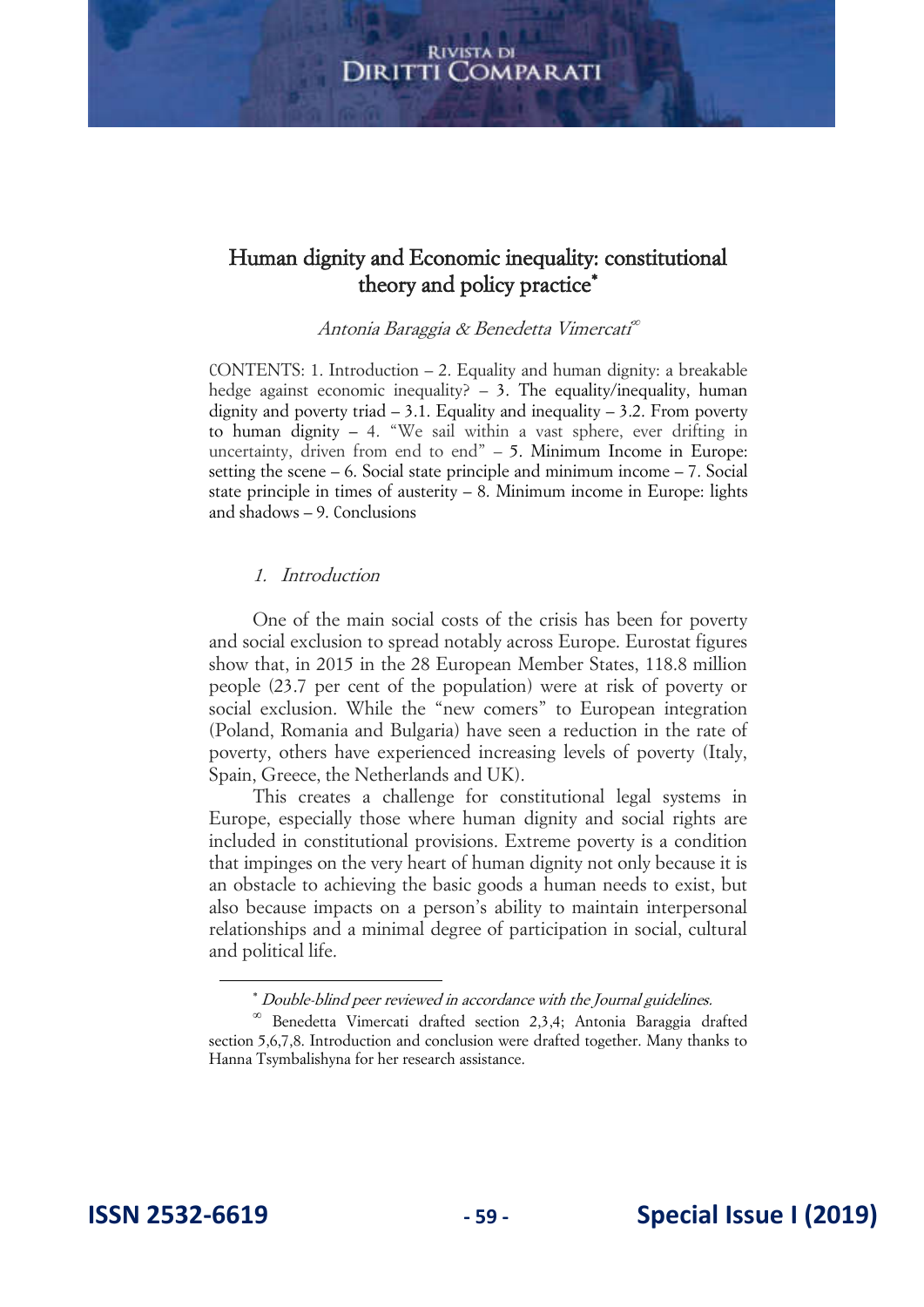# Human dignity and Economic inequality: constitutional theory and policy practice*

*Antonia Baraggia & Benedetta Vimercati*[∞]

CONTENTS: 1. Introduction – 2. Equality and human dignity: a breakable hedge against economic inequality? – 3. The equality/inequality, human dignity and poverty triad – 3.1. Equality and inequality – 3.2. From poverty to human dignity – 4. "We sail within a vast sphere, ever drifting in uncertainty, driven from end to end" – 5. Minimum Income in Europe: setting the scene – 6. Social state principle and minimum income – 7. Social state principle in times of austerity – 8. Minimum income in Europe: lights and shadows – 9. Conclusions

## 1. *Introduction*

One of the main social costs of the crisis has been for poverty and social exclusion to spread notably across Europe. Eurostat figures show that, in 2015 in the 28 European Member States, 118.8 million people (23.7 per cent of the population) were at risk of poverty or social exclusion. While the "new comers" to European integration (Poland, Romania and Bulgaria) have seen a reduction in the rate of poverty, others have experienced increasing levels of poverty (Italy, Spain, Greece, the Netherlands and UK).

This creates a challenge for constitutional legal systems in Europe, especially those where human dignity and social rights are included in constitutional provisions. Extreme poverty is a condition that impinges on the very heart of human dignity not only because it is an obstacle to achieving the basic goods a human needs to exist, but also because impacts on a person's ability to maintain interpersonal relationships and a minimal degree of participation in social, cultural and political life.

---

\* *Double-blind peer reviewed in accordance with the Journal guidelines.*

∞ Benedetta Vimercati drafted section 2,3,4; Antonia Baraggia drafted section 5,6,7,8. Introduction and conclusion were drafted together. Many thanks to Hanna Tsymbalishyna for her research assistance.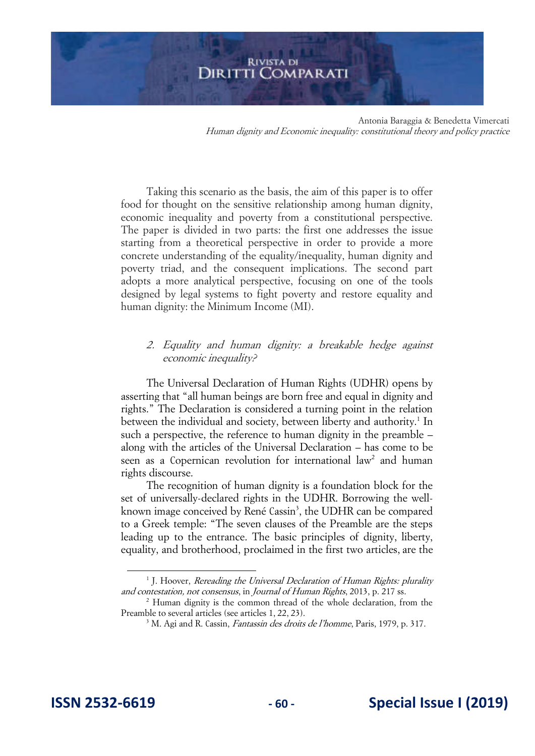Taking this scenario as the basis, the aim of this paper is to offer food for thought on the sensitive relationship among human dignity, economic inequality and poverty from a constitutional perspective. The paper is divided in two parts: the first one addresses the issue starting from a theoretical perspective in order to provide a more concrete understanding of the equality/inequality, human dignity and poverty triad, and the consequent implications. The second part adopts a more analytical perspective, focusing on one of the tools designed by legal systems to fight poverty and restore equality and human dignity: the Minimum Income (MI).

## 2. *Equality and human dignity: a breakable hedge against economic inequality?*

The Universal Declaration of Human Rights (UDHR) opens by asserting that "all human beings are born free and equal in dignity and rights." The Declaration is considered a turning point in the relation between the individual and society, between liberty and authority.[1] In such a perspective, the reference to human dignity in the preamble – along with the articles of the Universal Declaration – has come to be seen as a Copernican revolution for international law[2] and human rights discourse.

The recognition of human dignity is a foundation block for the set of universally-declared rights in the UDHR. Borrowing the well-known image conceived by René Cassin[3], the UDHR can be compared to a Greek temple: "The seven clauses of the Preamble are the steps leading up to the entrance. The basic principles of dignity, liberty, equality, and brotherhood, proclaimed in the first two articles, are the

---

[1] J. Hoover, *Rereading the Universal Declaration of Human Rights: plurality and contestation, not consensus*, in *Journal of Human Rights*, 2013, p. 217 ss.

[2] Human dignity is the common thread of the whole declaration, from the Preamble to several articles (see articles 1, 22, 23).

[3] M. Agi and R. Cassin, *Fantassin des droits de l'homme*, Paris, 1979, p. 317.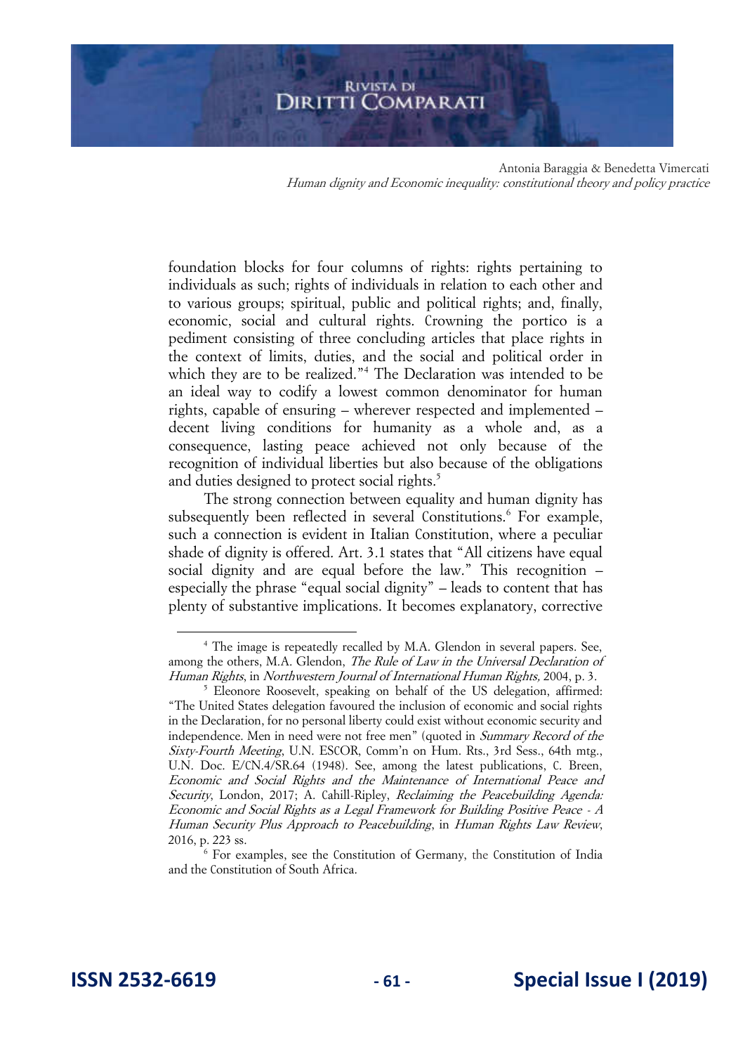foundation blocks for four columns of rights: rights pertaining to individuals as such; rights of individuals in relation to each other and to various groups; spiritual, public and political rights; and, finally, economic, social and cultural rights. Crowning the portico is a pediment consisting of three concluding articles that place rights in the context of limits, duties, and the social and political order in which they are to be realized."[4] The Declaration was intended to be an ideal way to codify a lowest common denominator for human rights, capable of ensuring – wherever respected and implemented – decent living conditions for humanity as a whole and, as a consequence, lasting peace achieved not only because of the recognition of individual liberties but also because of the obligations and duties designed to protect social rights.[5]

The strong connection between equality and human dignity has subsequently been reflected in several Constitutions.[6] For example, such a connection is evident in Italian Constitution, where a peculiar shade of dignity is offered. Art. 3.1 states that "All citizens have equal social dignity and are equal before the law." This recognition – especially the phrase "equal social dignity" – leads to content that has plenty of substantive implications. It becomes explanatory, corrective

---

[4] The image is repeatedly recalled by M.A. Glendon in several papers. See, among the others, M.A. Glendon, *The Rule of Law in the Universal Declaration of Human Rights*, in *Northwestern Journal of International Human Rights,* 2004, p. 3.

[5] Eleonore Roosevelt, speaking on behalf of the US delegation, affirmed: "The United States delegation favoured the inclusion of economic and social rights in the Declaration, for no personal liberty could exist without economic security and independence. Men in need were not free men" (quoted in *Summary Record of the Sixty-Fourth Meeting*, U.N. ESCOR, Comm'n on Hum. Rts., 3rd Sess., 64th mtg., U.N. Doc. E/CN.4/SR.64 (1948). See, among the latest publications, C. Breen, *Economic and Social Rights and the Maintenance of International Peace and Security*, London, 2017; A. Cahill-Ripley, *Reclaiming the Peacebuilding Agenda: Economic and Social Rights as a Legal Framework for Building Positive Peace - A Human Security Plus Approach to Peacebuilding*, in *Human Rights Law Review*, 2016, p. 223 ss.

[6] For examples, see the Constitution of Germany, the Constitution of India and the Constitution of South Africa.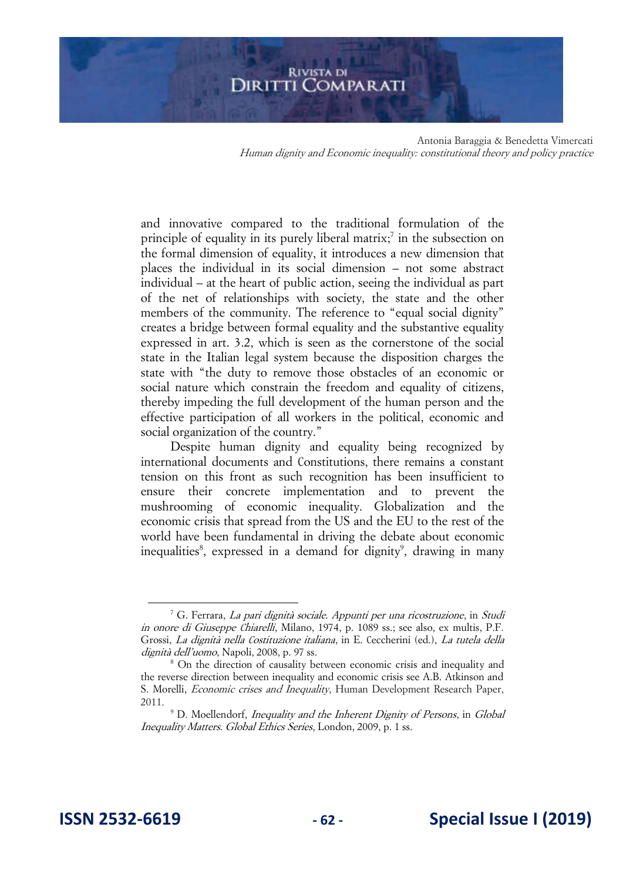and innovative compared to the traditional formulation of the principle of equality in its purely liberal matrix;[7] in the subsection on the formal dimension of equality, it introduces a new dimension that places the individual in its social dimension – not some abstract individual – at the heart of public action, seeing the individual as part of the net of relationships with society, the state and the other members of the community. The reference to "equal social dignity" creates a bridge between formal equality and the substantive equality expressed in art. 3.2, which is seen as the cornerstone of the social state in the Italian legal system because the disposition charges the state with "the duty to remove those obstacles of an economic or social nature which constrain the freedom and equality of citizens, thereby impeding the full development of the human person and the effective participation of all workers in the political, economic and social organization of the country."

Despite human dignity and equality being recognized by international documents and Constitutions, there remains a constant tension on this front as such recognition has been insufficient to ensure their concrete implementation and to prevent the mushrooming of economic inequality. Globalization and the economic crisis that spread from the US and the EU to the rest of the world have been fundamental in driving the debate about economic inequalities[8], expressed in a demand for dignity[9], drawing in many

---

[7] G. Ferrara, *La pari dignità sociale. Appunti per una ricostruzione*, in *Studi in onore di Giuseppe Chiarelli*, Milano, 1974, p. 1089 ss.; see also, ex multis, P.F. Grossi, *La dignità nella Costituzione italiana*, in E. Ceccherini (ed.), *La tutela della dignità dell'uomo*, Napoli, 2008, p. 97 ss.

[8] On the direction of causality between economic crisis and inequality and the reverse direction between inequality and economic crisis see A.B. Atkinson and S. Morelli, *Economic crises and Inequality*, Human Development Research Paper, 2011.

[9] D. Moellendorf, *Inequality and the Inherent Dignity of Persons*, in *Global Inequality Matters. Global Ethics Series*, London, 2009, p. 1 ss.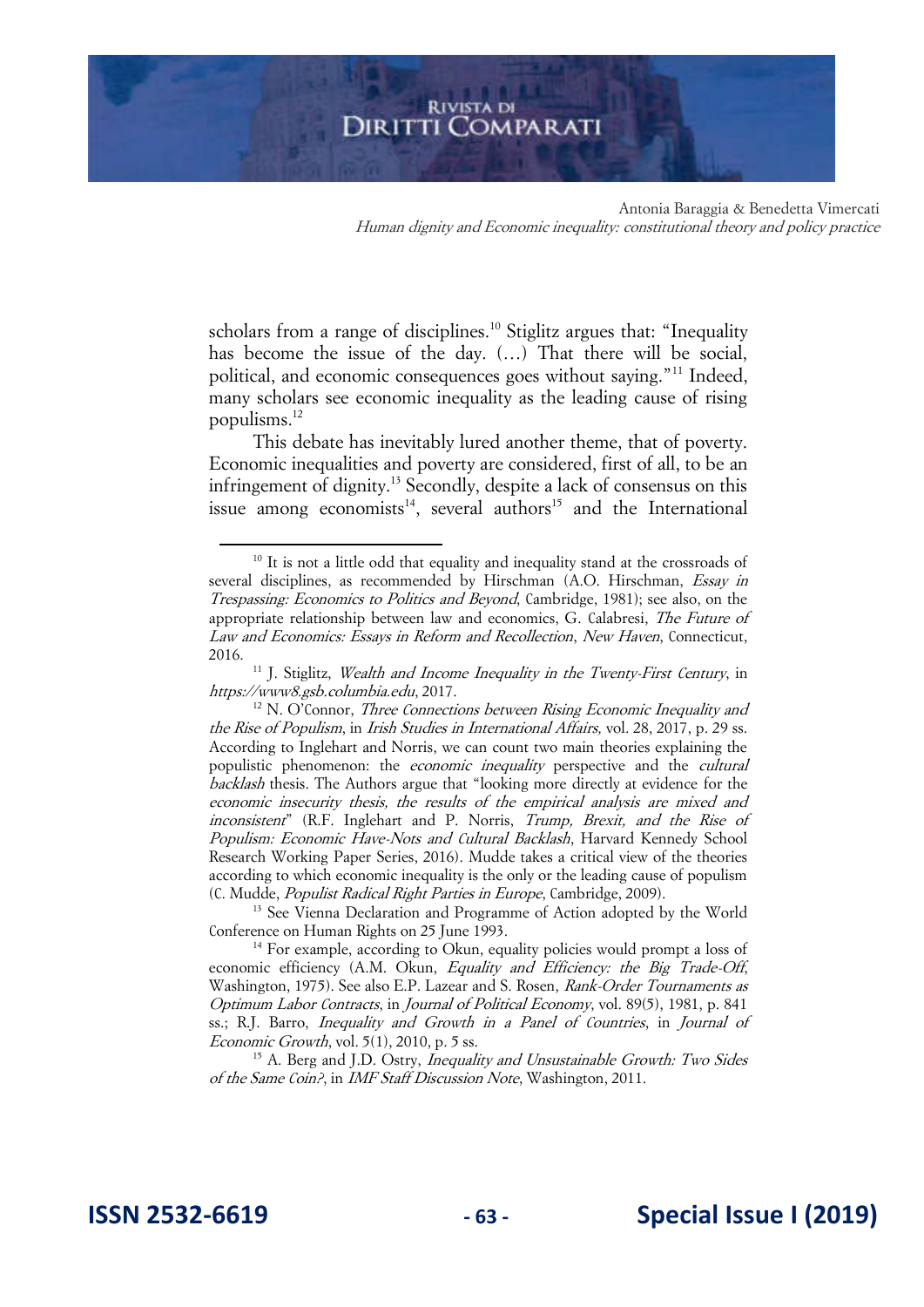scholars from a range of disciplines.[10] Stiglitz argues that: "Inequality has become the issue of the day. (…) That there will be social, political, and economic consequences goes without saying."[11] Indeed, many scholars see economic inequality as the leading cause of rising populisms.[12]

This debate has inevitably lured another theme, that of poverty. Economic inequalities and poverty are considered, first of all, to be an infringement of dignity.[13] Secondly, despite a lack of consensus on this issue among economists[14], several authors[15] and the International

---

[10] It is not a little odd that equality and inequality stand at the crossroads of several disciplines, as recommended by Hirschman (A.O. Hirschman, *Essay in Trespassing: Economics to Politics and Beyond*, Cambridge, 1981); see also, on the appropriate relationship between law and economics, G. Calabresi, *The Future of Law and Economics: Essays in Reform and Recollection*, *New Haven*, Connecticut, 2016.

[11] J. Stiglitz, *Wealth and Income Inequality in the Twenty-First Century*, in *https://www8.gsb.columbia.edu*, 2017.

[12] N. O'Connor, *Three Connections between Rising Economic Inequality and the Rise of Populism*, in *Irish Studies in International Affairs,* vol. 28, 2017, p. 29 ss. According to Inglehart and Norris, we can count two main theories explaining the populistic phenomenon: the *economic inequality* perspective and the *cultural backlash* thesis. The Authors argue that "looking more directly at evidence for the *economic insecurity thesis, the results of the empirical analysis are mixed and inconsistent*" (R.F. Inglehart and P. Norris, *Trump, Brexit, and the Rise of Populism: Economic Have-Nots and Cultural Backlash*, Harvard Kennedy School Research Working Paper Series, 2016). Mudde takes a critical view of the theories according to which economic inequality is the only or the leading cause of populism (C. Mudde, *Populist Radical Right Parties in Europe*, Cambridge, 2009).

[13] See Vienna Declaration and Programme of Action adopted by the World Conference on Human Rights on 25 June 1993.

[14] For example, according to Okun, equality policies would prompt a loss of economic efficiency (A.M. Okun, *Equality and Efficiency: the Big Trade-Off*, Washington, 1975). See also E.P. Lazear and S. Rosen, *Rank-Order Tournaments as Optimum Labor Contracts*, in *Journal of Political Economy*, vol. 89(5), 1981, p. 841 ss.; R.J. Barro, *Inequality and Growth in a Panel of Countries*, in *Journal of Economic Growth*, vol. 5(1), 2010, p. 5 ss.

[15] A. Berg and J.D. Ostry, *Inequality and Unsustainable Growth: Two Sides of the Same Coin?*, in *IMF Staff Discussion Note*, Washington, 2011.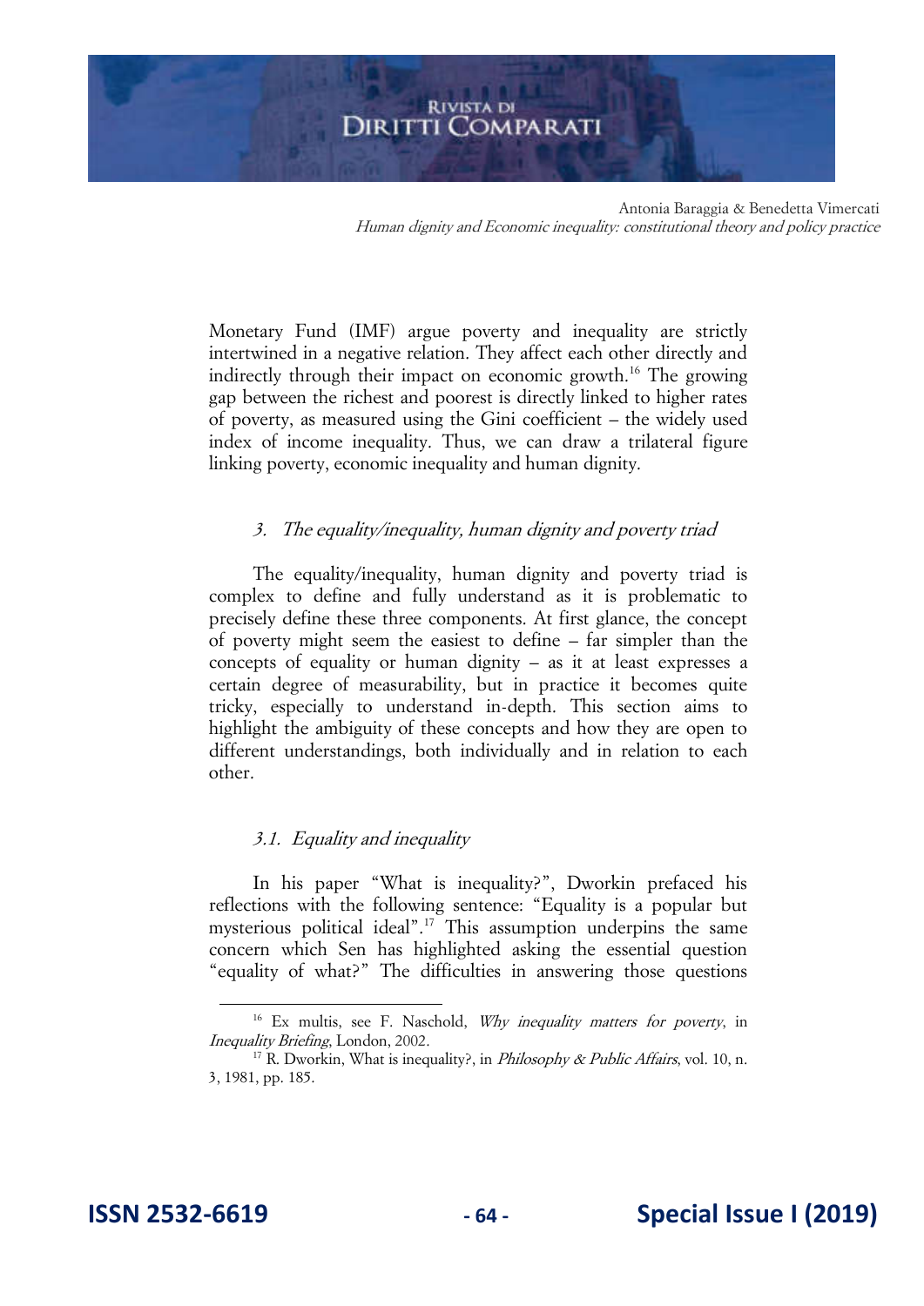Monetary Fund (IMF) argue poverty and inequality are strictly intertwined in a negative relation. They affect each other directly and indirectly through their impact on economic growth.[16] The growing gap between the richest and poorest is directly linked to higher rates of poverty, as measured using the Gini coefficient – the widely used index of income inequality. Thus, we can draw a trilateral figure linking poverty, economic inequality and human dignity.

### *3. The equality/inequality, human dignity and poverty triad*

The equality/inequality, human dignity and poverty triad is complex to define and fully understand as it is problematic to precisely define these three components. At first glance, the concept of poverty might seem the easiest to define – far simpler than the concepts of equality or human dignity – as it at least expresses a certain degree of measurability, but in practice it becomes quite tricky, especially to understand in-depth. This section aims to highlight the ambiguity of these concepts and how they are open to different understandings, both individually and in relation to each other.

#### *3.1. Equality and inequality*

In his paper "What is inequality?", Dworkin prefaced his reflections with the following sentence: "Equality is a popular but mysterious political ideal".[17] This assumption underpins the same concern which Sen has highlighted asking the essential question "equality of what?" The difficulties in answering those questions

---

[16] Ex multis, see F. Naschold, *Why inequality matters for poverty*, in *Inequality Briefing*, London, 2002.

[17] R. Dworkin, What is inequality?, in *Philosophy & Public Affairs*, vol. 10, n. 3, 1981, pp. 185.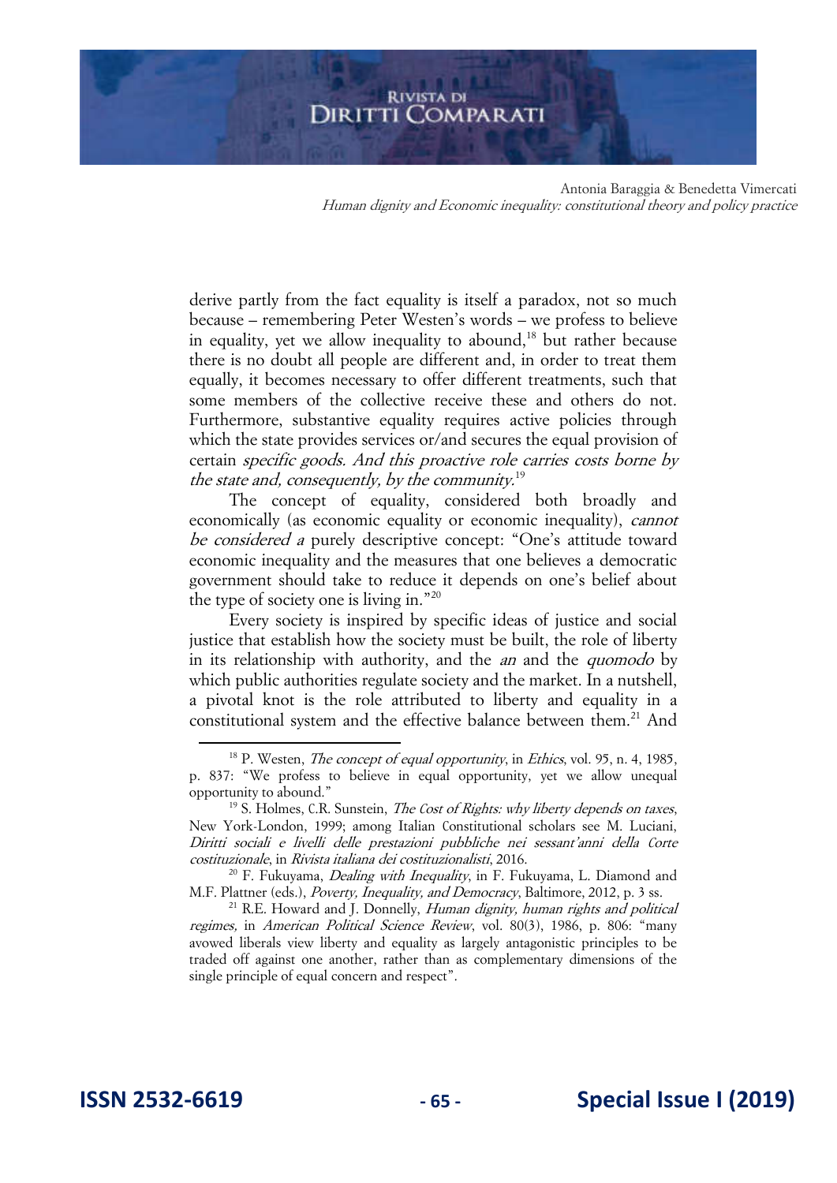derive partly from the fact equality is itself a paradox, not so much because – remembering Peter Westen's words – we profess to believe in equality, yet we allow inequality to abound,[18] but rather because there is no doubt all people are different and, in order to treat them equally, it becomes necessary to offer different treatments, such that some members of the collective receive these and others do not. Furthermore, substantive equality requires active policies through which the state provides services or/and secures the equal provision of certain *specific goods. And this proactive role carries costs borne by the state and, consequently, by the community.*[19]

The concept of equality, considered both broadly and economically (as economic equality or economic inequality), *cannot be considered a* purely descriptive concept: "One's attitude toward economic inequality and the measures that one believes a democratic government should take to reduce it depends on one's belief about the type of society one is living in."[20]

Every society is inspired by specific ideas of justice and social justice that establish how the society must be built, the role of liberty in its relationship with authority, and the *an* and the *quomodo* by which public authorities regulate society and the market. In a nutshell, a pivotal knot is the role attributed to liberty and equality in a constitutional system and the effective balance between them.[21] And

[18] P. Westen, *The concept of equal opportunity*, in *Ethics*, vol. 95, n. 4, 1985, p. 837: "We profess to believe in equal opportunity, yet we allow unequal opportunity to abound."

[19] S. Holmes, C.R. Sunstein, *The Cost of Rights: why liberty depends on taxes*, New York-London, 1999; among Italian Constitutional scholars see M. Luciani, *Diritti sociali e livelli delle prestazioni pubbliche nei sessant'anni della Corte costituzionale*, in *Rivista italiana dei costituzionalisti*, 2016.

[20] F. Fukuyama, *Dealing with Inequality*, in F. Fukuyama, L. Diamond and M.F. Plattner (eds.), *Poverty, Inequality, and Democracy*, Baltimore, 2012, p. 3 ss.

[21] R.E. Howard and J. Donnelly, *Human dignity, human rights and political regimes,* in *American Political Science Review*, vol. 80(3), 1986, p. 806: "many avowed liberals view liberty and equality as largely antagonistic principles to be traded off against one another, rather than as complementary dimensions of the single principle of equal concern and respect".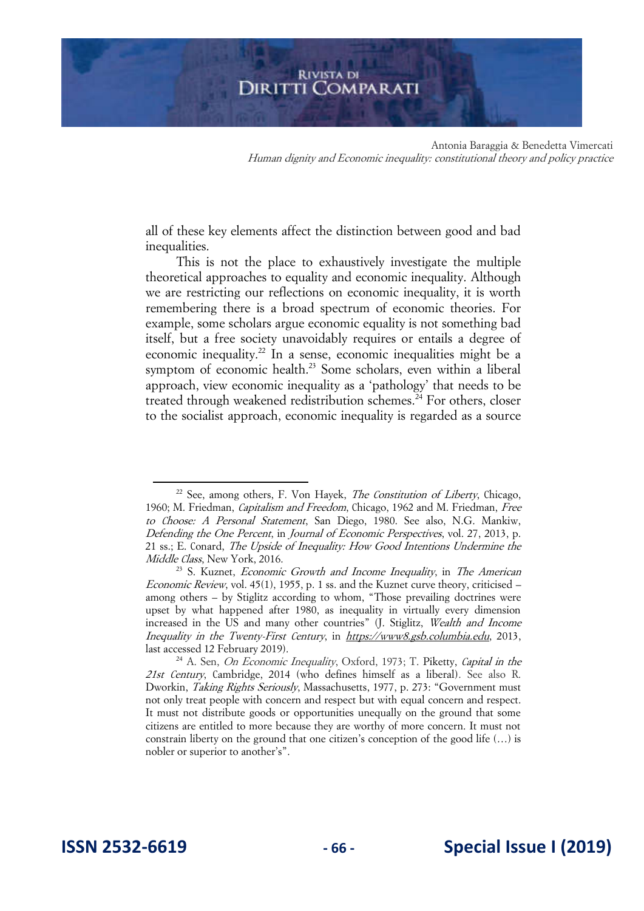all of these key elements affect the distinction between good and bad inequalities.

This is not the place to exhaustively investigate the multiple theoretical approaches to equality and economic inequality. Although we are restricting our reflections on economic inequality, it is worth remembering there is a broad spectrum of economic theories. For example, some scholars argue economic equality is not something bad itself, but a free society unavoidably requires or entails a degree of economic inequality.[22] In a sense, economic inequalities might be a symptom of economic health.[23] Some scholars, even within a liberal approach, view economic inequality as a 'pathology' that needs to be treated through weakened redistribution schemes.[24] For others, closer to the socialist approach, economic inequality is regarded as a source

---

[22] See, among others, F. Von Hayek, *The Constitution of Liberty*, Chicago, 1960; M. Friedman, *Capitalism and Freedom*, Chicago, 1962 and M. Friedman, *Free to Choose: A Personal Statement*, San Diego, 1980. See also, N.G. Mankiw, *Defending the One Percent*, in *Journal of Economic Perspectives*, vol. 27, 2013, p. 21 ss.; E. Conard, *The Upside of Inequality: How Good Intentions Undermine the Middle Class*, New York, 2016.

[23] S. Kuznet, *Economic Growth and Income Inequality*, in *The American Economic Review*, vol. 45(1), 1955, p. 1 ss. and the Kuznet curve theory, criticised – among others – by Stiglitz according to whom, "Those prevailing doctrines were upset by what happened after 1980, as inequality in virtually every dimension increased in the US and many other countries" (J. Stiglitz, *Wealth and Income Inequality in the Twenty-First Century*, in *https://www8.gsb.columbia.edu*, 2013, last accessed 12 February 2019).

[24] A. Sen, *On Economic Inequality*, Oxford, 1973; T. Piketty, *Capital in the 21st Century*, Cambridge, 2014 (who defines himself as a liberal). See also R. Dworkin, *Taking Rights Seriously*, Massachusetts, 1977, p. 273: "Government must not only treat people with concern and respect but with equal concern and respect. It must not distribute goods or opportunities unequally on the ground that some citizens are entitled to more because they are worthy of more concern. It must not constrain liberty on the ground that one citizen's conception of the good life (…) is nobler or superior to another's".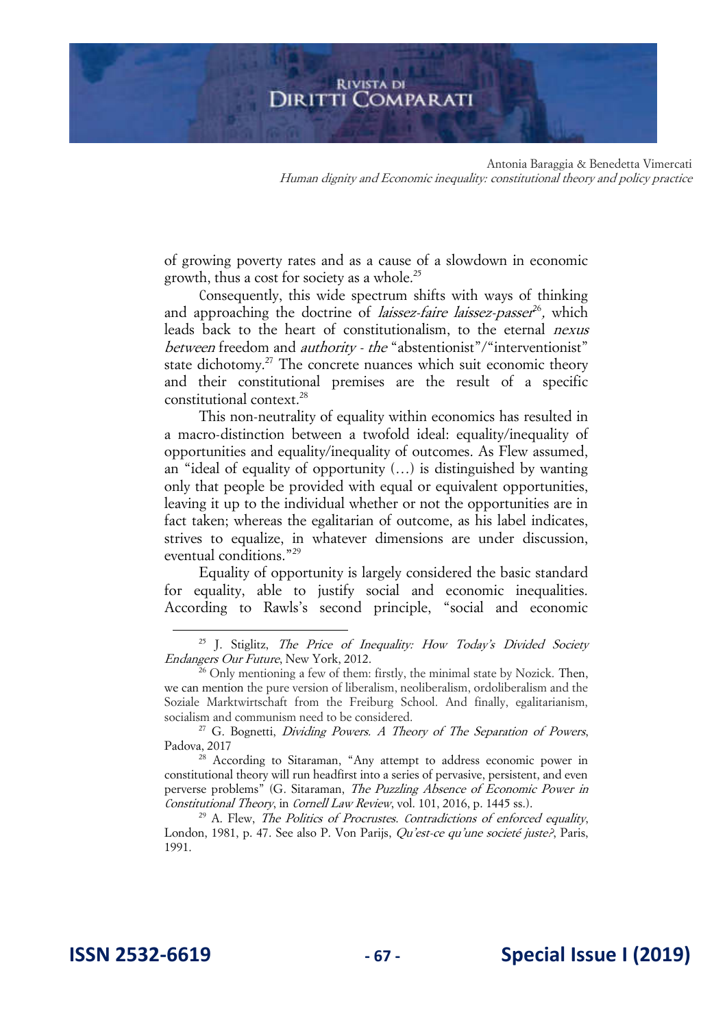of growing poverty rates and as a cause of a slowdown in economic growth, thus a cost for society as a whole.[25]

Consequently, this wide spectrum shifts with ways of thinking and approaching the doctrine of *laissez-faire laissez-passer*[26], which leads back to the heart of constitutionalism, to the eternal *nexus between* freedom and *authority - the* "abstentionist"/"interventionist" state dichotomy.[27] The concrete nuances which suit economic theory and their constitutional premises are the result of a specific constitutional context.[28]

This non-neutrality of equality within economics has resulted in a macro-distinction between a twofold ideal: equality/inequality of opportunities and equality/inequality of outcomes. As Flew assumed, an "ideal of equality of opportunity (…) is distinguished by wanting only that people be provided with equal or equivalent opportunities, leaving it up to the individual whether or not the opportunities are in fact taken; whereas the egalitarian of outcome, as his label indicates, strives to equalize, in whatever dimensions are under discussion, eventual conditions."[29]

Equality of opportunity is largely considered the basic standard for equality, able to justify social and economic inequalities. According to Rawls's second principle, "social and economic

---

[25] J. Stiglitz, *The Price of Inequality: How Today's Divided Society Endangers Our Future*, New York, 2012.

[26] Only mentioning a few of them: firstly, the minimal state by Nozick. Then, we can mention the pure version of liberalism, neoliberalism, ordoliberalism and the Soziale Marktwirtschaft from the Freiburg School. And finally, egalitarianism, socialism and communism need to be considered.

[27] G. Bognetti, *Dividing Powers. A Theory of The Separation of Powers*, Padova, 2017

[28] According to Sitaraman, "Any attempt to address economic power in constitutional theory will run headfirst into a series of pervasive, persistent, and even perverse problems" (G. Sitaraman, *The Puzzling Absence of Economic Power in Constitutional Theory*, in *Cornell Law Review*, vol. 101, 2016, p. 1445 ss.).

[29] A. Flew, *The Politics of Procrustes. Contradictions of enforced equality*, London, 1981, p. 47. See also P. Von Parijs, *Qu'est-ce qu'une societé juste?*, Paris, 1991.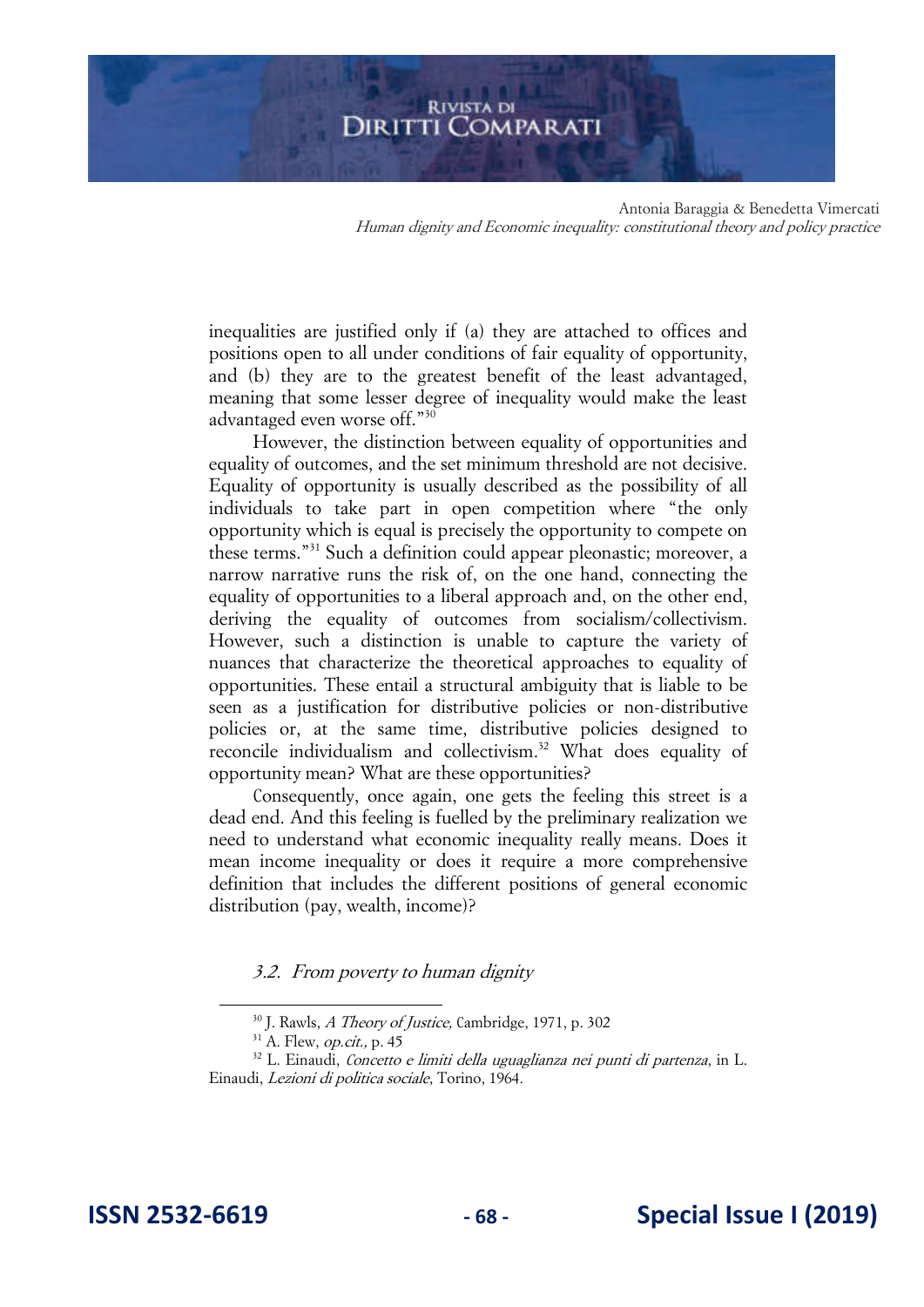inequalities are justified only if (a) they are attached to offices and positions open to all under conditions of fair equality of opportunity, and (b) they are to the greatest benefit of the least advantaged, meaning that some lesser degree of inequality would make the least advantaged even worse off."[30]

However, the distinction between equality of opportunities and equality of outcomes, and the set minimum threshold are not decisive. Equality of opportunity is usually described as the possibility of all individuals to take part in open competition where "the only opportunity which is equal is precisely the opportunity to compete on these terms."[31] Such a definition could appear pleonastic; moreover, a narrow narrative runs the risk of, on the one hand, connecting the equality of opportunities to a liberal approach and, on the other end, deriving the equality of outcomes from socialism/collectivism. However, such a distinction is unable to capture the variety of nuances that characterize the theoretical approaches to equality of opportunities. These entail a structural ambiguity that is liable to be seen as a justification for distributive policies or non-distributive policies or, at the same time, distributive policies designed to reconcile individualism and collectivism.[32] What does equality of opportunity mean? What are these opportunities?

Consequently, once again, one gets the feeling this street is a dead end. And this feeling is fuelled by the preliminary realization we need to understand what economic inequality really means. Does it mean income inequality or does it require a more comprehensive definition that includes the different positions of general economic distribution (pay, wealth, income)?

### *3.2. From poverty to human dignity*

---

[30] J. Rawls, *A Theory of Justice,* Cambridge, 1971, p. 302

[31] A. Flew, *op.cit.,* p. 45

[32] L. Einaudi, *Concetto e limiti della uguaglianza nei punti di partenza*, in L. Einaudi, *Lezioni di politica sociale*, Torino, 1964.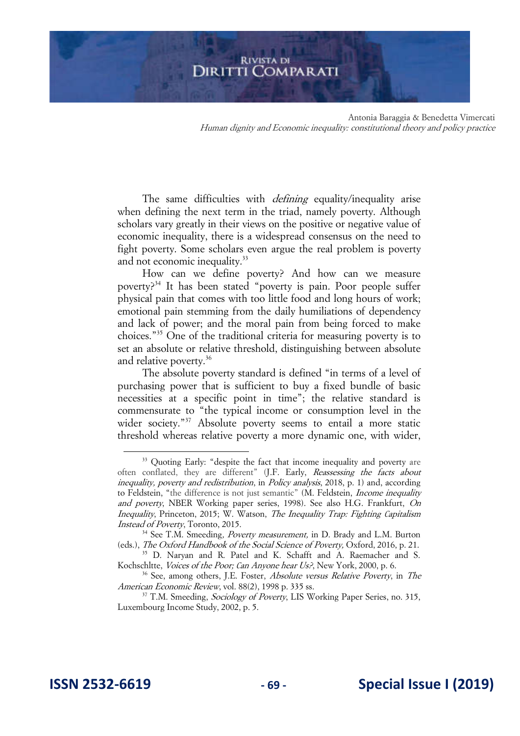The same difficulties with *defining* equality/inequality arise when defining the next term in the triad, namely poverty. Although scholars vary greatly in their views on the positive or negative value of economic inequality, there is a widespread consensus on the need to fight poverty. Some scholars even argue the real problem is poverty and not economic inequality.[33]

How can we define poverty? And how can we measure poverty?[34] It has been stated "poverty is pain. Poor people suffer physical pain that comes with too little food and long hours of work; emotional pain stemming from the daily humiliations of dependency and lack of power; and the moral pain from being forced to make choices."[35] One of the traditional criteria for measuring poverty is to set an absolute or relative threshold, distinguishing between absolute and relative poverty.[36]

The absolute poverty standard is defined "in terms of a level of purchasing power that is sufficient to buy a fixed bundle of basic necessities at a specific point in time"; the relative standard is commensurate to "the typical income or consumption level in the wider society."[37] Absolute poverty seems to entail a more static threshold whereas relative poverty a more dynamic one, with wider,

---

[33] Quoting Early: "despite the fact that income inequality and poverty are often conflated, they are different" (J.F. Early, *Reassessing the facts about inequality, poverty and redistribution*, in *Policy analysis*, 2018, p. 1) and, according to Feldstein, "the difference is not just semantic" (M. Feldstein, *Income inequality and poverty*, NBER Working paper series, 1998). See also H.G. Frankfurt, *On Inequality*, Princeton, 2015; W. Watson, *The Inequality Trap: Fighting Capitalism Instead of Poverty*, Toronto, 2015.

[34] See T.M. Smeeding, *Poverty measurement,* in D. Brady and L.M. Burton (eds.), *The Oxford Handbook of the Social Science of Poverty,* Oxford, 2016, p. 21.

[35] D. Naryan and R. Patel and K. Schafft and A. Raemacher and S. Kochschltte, *Voices of the Poor; Can Anyone hear Us?*, New York, 2000, p. 6.

[36] See, among others, J.E. Foster, *Absolute versus Relative Poverty*, in *The American Economic Review*, vol. 88(2), 1998 p. 335 ss.

[37] T.M. Smeeding, *Sociology of Poverty*, LIS Working Paper Series, no. 315, Luxembourg Income Study, 2002, p. 5.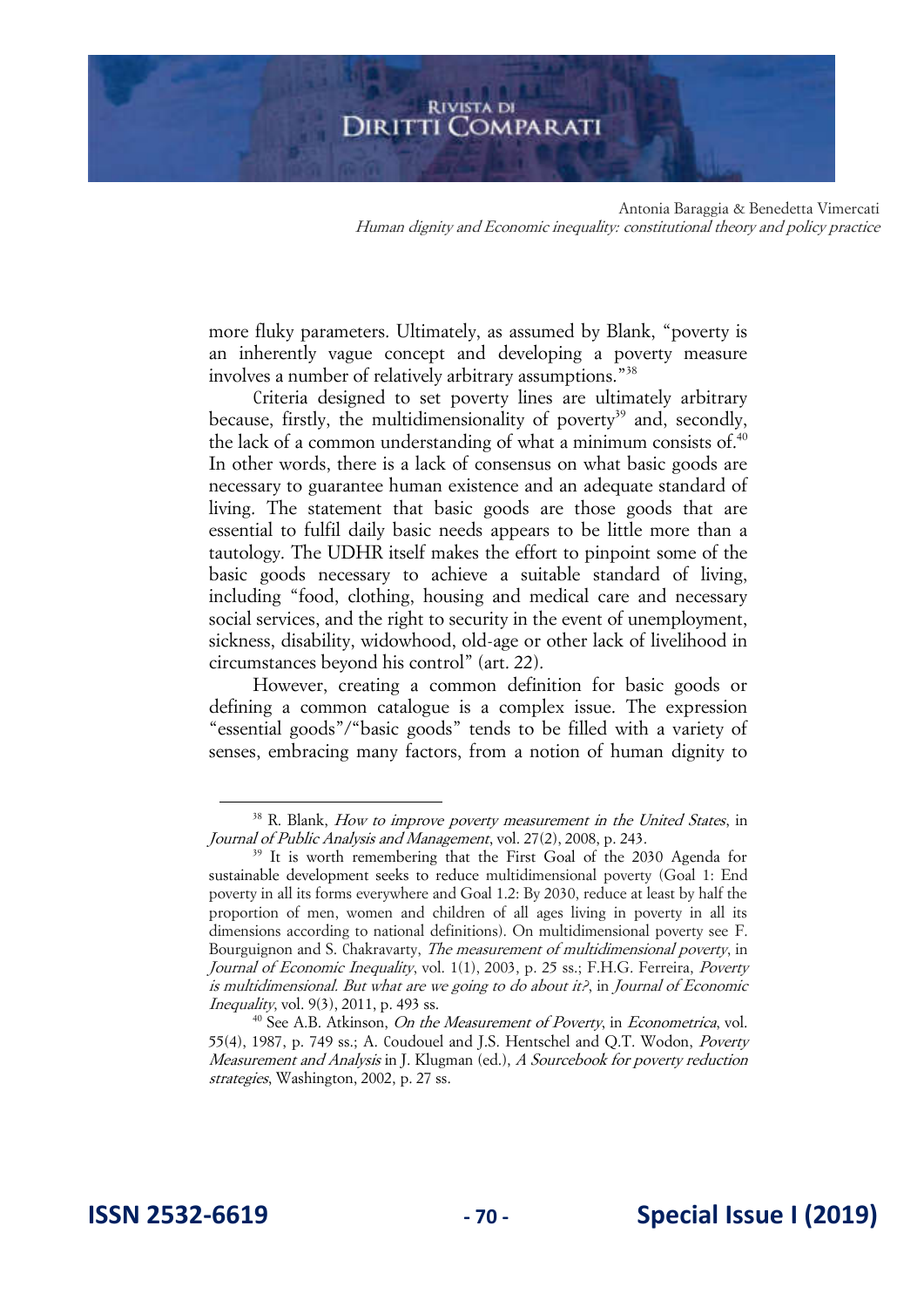more fluky parameters. Ultimately, as assumed by Blank, "poverty is an inherently vague concept and developing a poverty measure involves a number of relatively arbitrary assumptions."[38]

Criteria designed to set poverty lines are ultimately arbitrary because, firstly, the multidimensionality of poverty[39] and, secondly, the lack of a common understanding of what a minimum consists of.[40] In other words, there is a lack of consensus on what basic goods are necessary to guarantee human existence and an adequate standard of living. The statement that basic goods are those goods that are essential to fulfil daily basic needs appears to be little more than a tautology. The UDHR itself makes the effort to pinpoint some of the basic goods necessary to achieve a suitable standard of living, including "food, clothing, housing and medical care and necessary social services, and the right to security in the event of unemployment, sickness, disability, widowhood, old-age or other lack of livelihood in circumstances beyond his control" (art. 22).

However, creating a common definition for basic goods or defining a common catalogue is a complex issue. The expression "essential goods"/"basic goods" tends to be filled with a variety of senses, embracing many factors, from a notion of human dignity to

---

[38] R. Blank, *How to improve poverty measurement in the United States*, in *Journal of Public Analysis and Management*, vol. 27(2), 2008, p. 243.

[39] It is worth remembering that the First Goal of the 2030 Agenda for sustainable development seeks to reduce multidimensional poverty (Goal 1: End poverty in all its forms everywhere and Goal 1.2: By 2030, reduce at least by half the proportion of men, women and children of all ages living in poverty in all its dimensions according to national definitions). On multidimensional poverty see F. Bourguignon and S. Chakravarty, *The measurement of multidimensional poverty*, in *Journal of Economic Inequality*, vol. 1(1), 2003, p. 25 ss.; F.H.G. Ferreira, *Poverty is multidimensional. But what are we going to do about it?*, in *Journal of Economic Inequality*, vol. 9(3), 2011, p. 493 ss.

[40] See A.B. Atkinson, *On the Measurement of Poverty*, in *Econometrica*, vol. 55(4), 1987, p. 749 ss.; A. Coudouel and J.S. Hentschel and Q.T. Wodon, *Poverty Measurement and Analysis* in J. Klugman (ed.), *A Sourcebook for poverty reduction strategies*, Washington, 2002, p. 27 ss.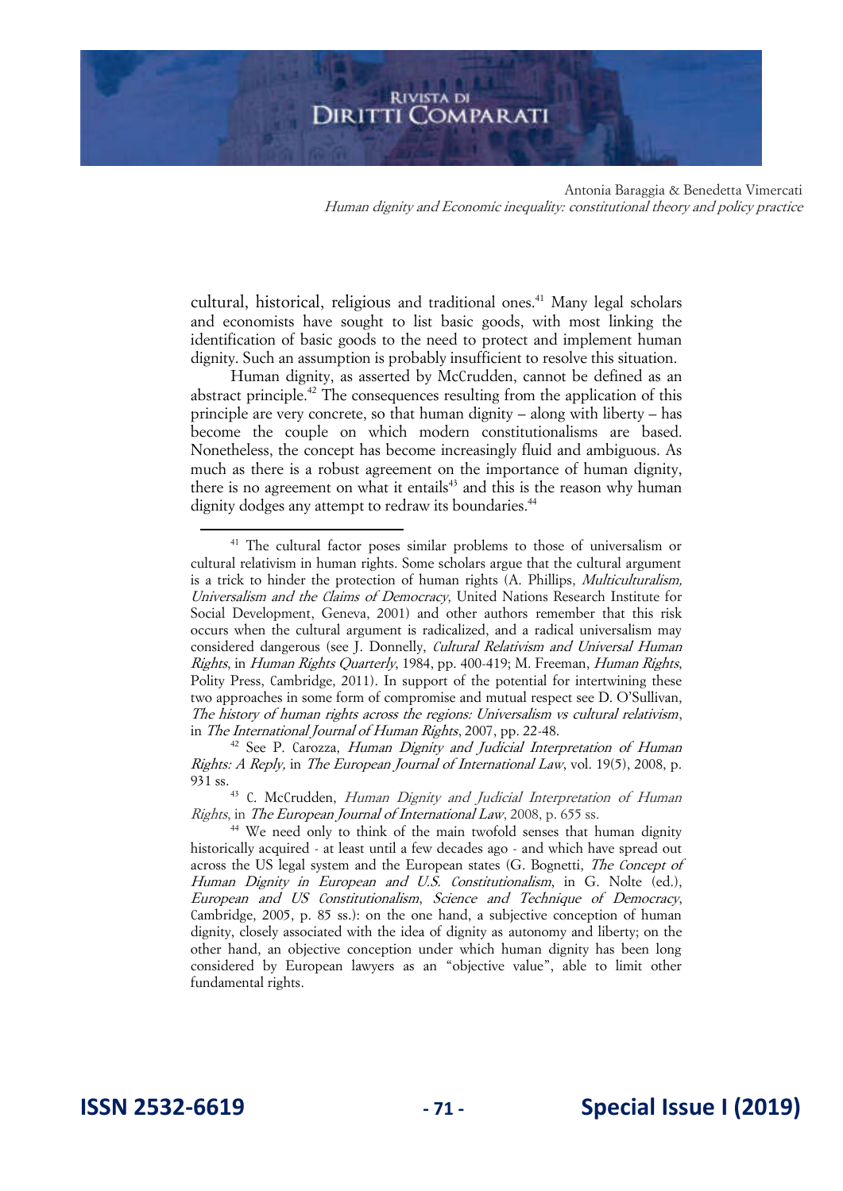cultural, historical, religious and traditional ones.[41] Many legal scholars and economists have sought to list basic goods, with most linking the identification of basic goods to the need to protect and implement human dignity. Such an assumption is probably insufficient to resolve this situation.

Human dignity, as asserted by McCrudden, cannot be defined as an abstract principle.[42] The consequences resulting from the application of this principle are very concrete, so that human dignity – along with liberty – has become the couple on which modern constitutionalisms are based. Nonetheless, the concept has become increasingly fluid and ambiguous. As much as there is a robust agreement on the importance of human dignity, there is no agreement on what it entails[43] and this is the reason why human dignity dodges any attempt to redraw its boundaries.[44]

---

[41] The cultural factor poses similar problems to those of universalism or cultural relativism in human rights. Some scholars argue that the cultural argument is a trick to hinder the protection of human rights (A. Phillips, *Multiculturalism, Universalism and the Claims of Democracy*, United Nations Research Institute for Social Development, Geneva, 2001) and other authors remember that this risk occurs when the cultural argument is radicalized, and a radical universalism may considered dangerous (see J. Donnelly, *Cultural Relativism and Universal Human Rights*, in *Human Rights Quarterly*, 1984, pp. 400-419; M. Freeman, *Human Rights*, Polity Press, Cambridge, 2011). In support of the potential for intertwining these two approaches in some form of compromise and mutual respect see D. O'Sullivan, *The history of human rights across the regions: Universalism vs cultural relativism*, in *The International Journal of Human Rights*, 2007, pp. 22-48.

[42] See P. Carozza, *Human Dignity and Judicial Interpretation of Human Rights: A Reply,* in *The European Journal of International Law*, vol. 19(5), 2008, p. 931 ss.

[43] C. McCrudden, *Human Dignity and Judicial Interpretation of Human Rights*, in *The European Journal of International Law*, 2008, p. 655 ss.

[44] We need only to think of the main twofold senses that human dignity historically acquired - at least until a few decades ago - and which have spread out across the US legal system and the European states (G. Bognetti, *The Concept of Human Dignity in European and U.S. Constitutionalism*, in G. Nolte (ed.), *European and US Constitutionalism, Science and Technique of Democracy*, Cambridge, 2005, p. 85 ss.): on the one hand, a subjective conception of human dignity, closely associated with the idea of dignity as autonomy and liberty; on the other hand, an objective conception under which human dignity has been long considered by European lawyers as an "objective value", able to limit other fundamental rights.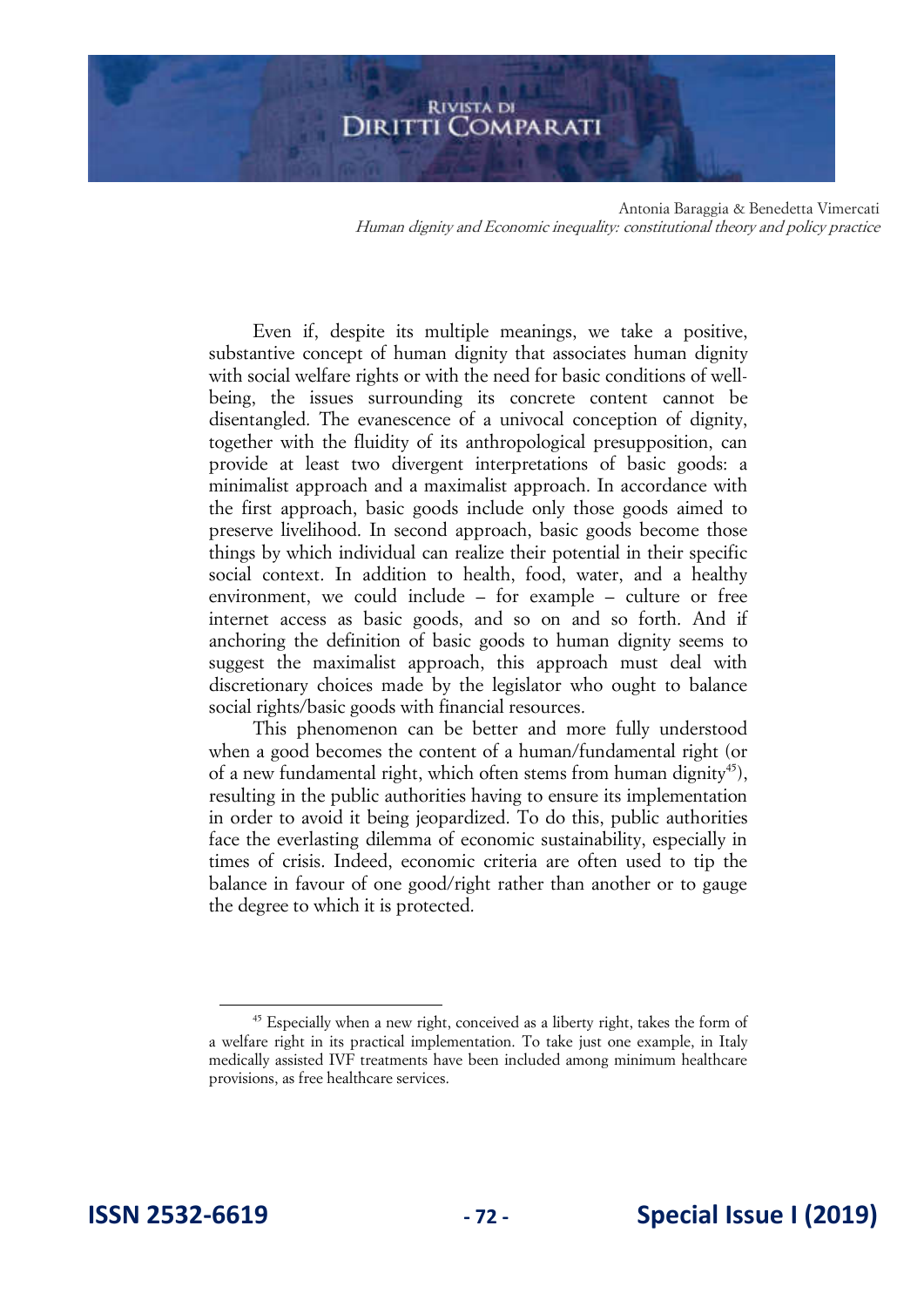Even if, despite its multiple meanings, we take a positive, substantive concept of human dignity that associates human dignity with social welfare rights or with the need for basic conditions of well-being, the issues surrounding its concrete content cannot be disentangled. The evanescence of a univocal conception of dignity, together with the fluidity of its anthropological presupposition, can provide at least two divergent interpretations of basic goods: a minimalist approach and a maximalist approach. In accordance with the first approach, basic goods include only those goods aimed to preserve livelihood. In second approach, basic goods become those things by which individual can realize their potential in their specific social context. In addition to health, food, water, and a healthy environment, we could include – for example – culture or free internet access as basic goods, and so on and so forth. And if anchoring the definition of basic goods to human dignity seems to suggest the maximalist approach, this approach must deal with discretionary choices made by the legislator who ought to balance social rights/basic goods with financial resources.

This phenomenon can be better and more fully understood when a good becomes the content of a human/fundamental right (or of a new fundamental right, which often stems from human dignity[45]), resulting in the public authorities having to ensure its implementation in order to avoid it being jeopardized. To do this, public authorities face the everlasting dilemma of economic sustainability, especially in times of crisis. Indeed, economic criteria are often used to tip the balance in favour of one good/right rather than another or to gauge the degree to which it is protected.

[45] Especially when a new right, conceived as a liberty right, takes the form of a welfare right in its practical implementation. To take just one example, in Italy medically assisted IVF treatments have been included among minimum healthcare provisions, as free healthcare services.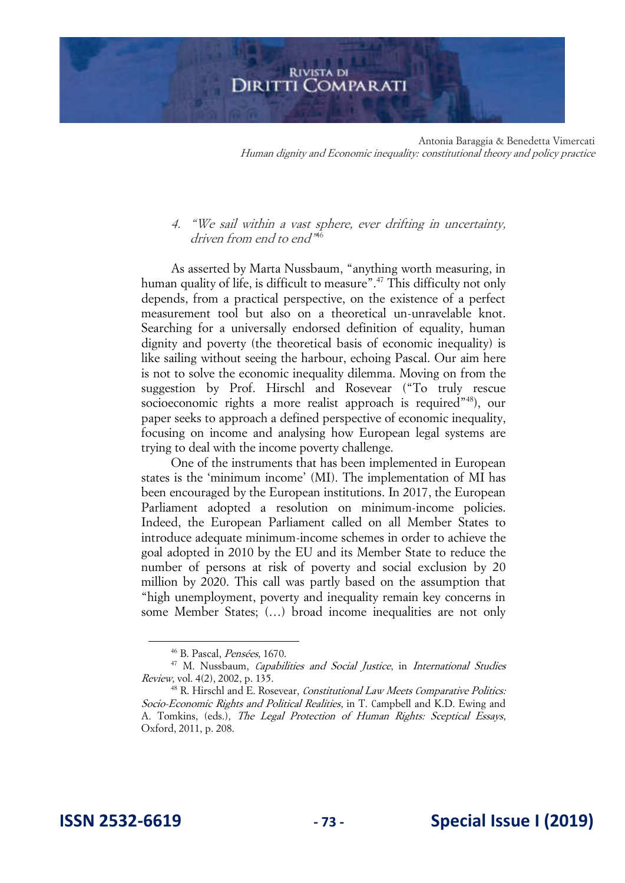## 4. *“We sail within a vast sphere, ever drifting in uncertainty, driven from end to end”*[46]

As asserted by Marta Nussbaum, “anything worth measuring, in human quality of life, is difficult to measure”.[47] This difficulty not only depends, from a practical perspective, on the existence of a perfect measurement tool but also on a theoretical un-unravelable knot. Searching for a universally endorsed definition of equality, human dignity and poverty (the theoretical basis of economic inequality) is like sailing without seeing the harbour, echoing Pascal. Our aim here is not to solve the economic inequality dilemma. Moving on from the suggestion by Prof. Hirschl and Rosevear (“To truly rescue socioeconomic rights a more realist approach is required”[48]), our paper seeks to approach a defined perspective of economic inequality, focusing on income and analysing how European legal systems are trying to deal with the income poverty challenge.

One of the instruments that has been implemented in European states is the ‘minimum income’ (MI). The implementation of MI has been encouraged by the European institutions. In 2017, the European Parliament adopted a resolution on minimum-income policies. Indeed, the European Parliament called on all Member States to introduce adequate minimum-income schemes in order to achieve the goal adopted in 2010 by the EU and its Member State to reduce the number of persons at risk of poverty and social exclusion by 20 million by 2020. This call was partly based on the assumption that “high unemployment, poverty and inequality remain key concerns in some Member States; (…) broad income inequalities are not only

---

[46] B. Pascal, *Pensées*, 1670.

[47] M. Nussbaum, *Capabilities and Social Justice*, in *International Studies Review*, vol. 4(2), 2002, p. 135.

[48] R. Hirschl and E. Rosevear, *Constitutional Law Meets Comparative Politics: Socio-Economic Rights and Political Realities*, in T. Campbell and K.D. Ewing and A. Tomkins, (eds.), *The Legal Protection of Human Rights: Sceptical Essays*, Oxford, 2011, p. 208.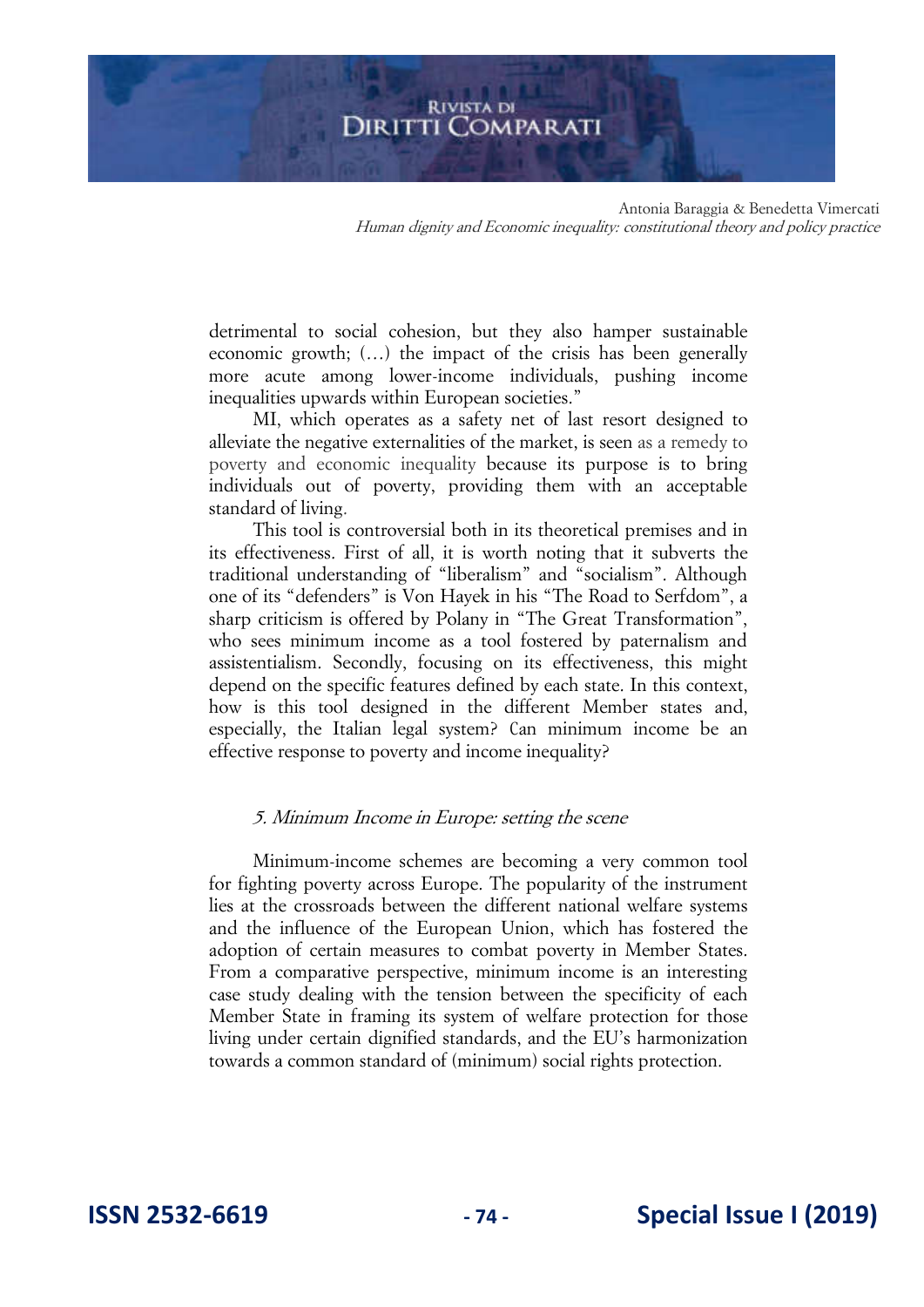detrimental to social cohesion, but they also hamper sustainable economic growth; (…) the impact of the crisis has been generally more acute among lower-income individuals, pushing income inequalities upwards within European societies."

MI, which operates as a safety net of last resort designed to alleviate the negative externalities of the market, is seen as a remedy to poverty and economic inequality because its purpose is to bring individuals out of poverty, providing them with an acceptable standard of living.

This tool is controversial both in its theoretical premises and in its effectiveness. First of all, it is worth noting that it subverts the traditional understanding of "liberalism" and "socialism". Although one of its "defenders" is Von Hayek in his "The Road to Serfdom", a sharp criticism is offered by Polany in "The Great Transformation", who sees minimum income as a tool fostered by paternalism and assistentialism. Secondly, focusing on its effectiveness, this might depend on the specific features defined by each state. In this context, how is this tool designed in the different Member states and, especially, the Italian legal system? Can minimum income be an effective response to poverty and income inequality?

### *5. Minimum Income in Europe: setting the scene*

Minimum-income schemes are becoming a very common tool for fighting poverty across Europe. The popularity of the instrument lies at the crossroads between the different national welfare systems and the influence of the European Union, which has fostered the adoption of certain measures to combat poverty in Member States. From a comparative perspective, minimum income is an interesting case study dealing with the tension between the specificity of each Member State in framing its system of welfare protection for those living under certain dignified standards, and the EU's harmonization towards a common standard of (minimum) social rights protection.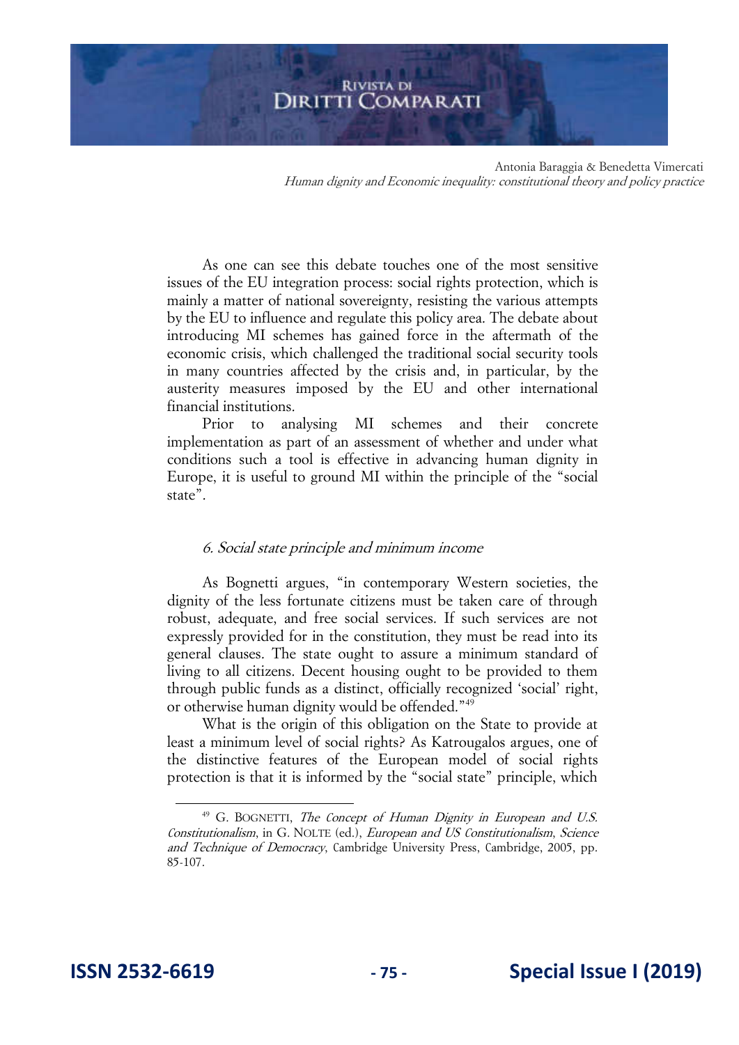As one can see this debate touches one of the most sensitive issues of the EU integration process: social rights protection, which is mainly a matter of national sovereignty, resisting the various attempts by the EU to influence and regulate this policy area. The debate about introducing MI schemes has gained force in the aftermath of the economic crisis, which challenged the traditional social security tools in many countries affected by the crisis and, in particular, by the austerity measures imposed by the EU and other international financial institutions.

Prior to analysing MI schemes and their concrete implementation as part of an assessment of whether and under what conditions such a tool is effective in advancing human dignity in Europe, it is useful to ground MI within the principle of the "social state".

### *6. Social state principle and minimum income*

As Bognetti argues, "in contemporary Western societies, the dignity of the less fortunate citizens must be taken care of through robust, adequate, and free social services. If such services are not expressly provided for in the constitution, they must be read into its general clauses. The state ought to assure a minimum standard of living to all citizens. Decent housing ought to be provided to them through public funds as a distinct, officially recognized 'social' right, or otherwise human dignity would be offended."[49]

What is the origin of this obligation on the State to provide at least a minimum level of social rights? As Katrougalos argues, one of the distinctive features of the European model of social rights protection is that it is informed by the "social state" principle, which

[49] G. BOGNETTI, *The Concept of Human Dignity in European and U.S. Constitutionalism*, in G. NOLTE (ed.), *European and US Constitutionalism, Science and Technique of Democracy*, Cambridge University Press, Cambridge, 2005, pp. 85-107.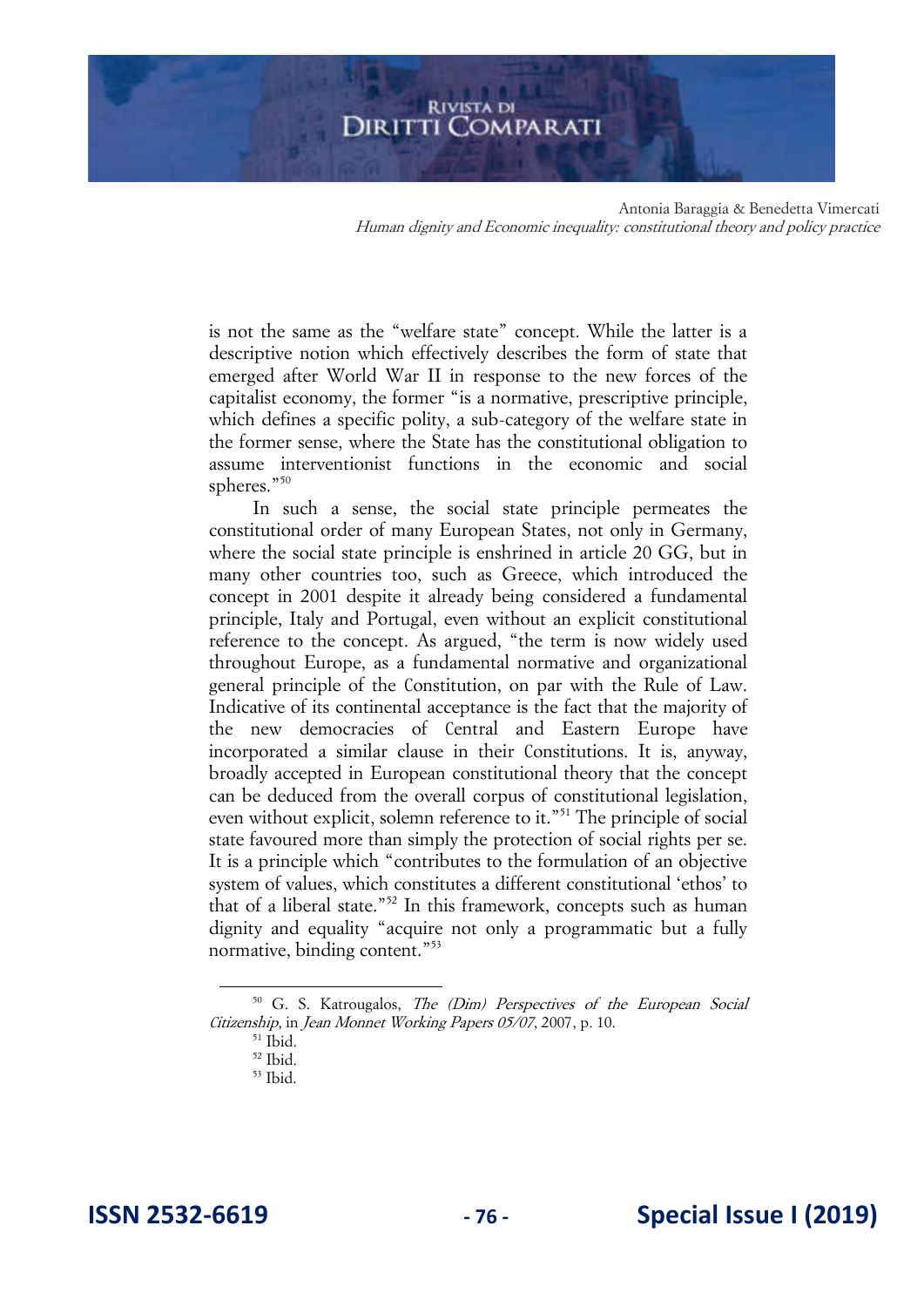is not the same as the "welfare state" concept. While the latter is a descriptive notion which effectively describes the form of state that emerged after World War II in response to the new forces of the capitalist economy, the former "is a normative, prescriptive principle, which defines a specific polity, a sub-category of the welfare state in the former sense, where the State has the constitutional obligation to assume interventionist functions in the economic and social spheres."[50]

In such a sense, the social state principle permeates the constitutional order of many European States, not only in Germany, where the social state principle is enshrined in article 20 GG, but in many other countries too, such as Greece, which introduced the concept in 2001 despite it already being considered a fundamental principle, Italy and Portugal, even without an explicit constitutional reference to the concept. As argued, "the term is now widely used throughout Europe, as a fundamental normative and organizational general principle of the Constitution, on par with the Rule of Law. Indicative of its continental acceptance is the fact that the majority of the new democracies of Central and Eastern Europe have incorporated a similar clause in their Constitutions. It is, anyway, broadly accepted in European constitutional theory that the concept can be deduced from the overall corpus of constitutional legislation, even without explicit, solemn reference to it."[51] The principle of social state favoured more than simply the protection of social rights per se. It is a principle which "contributes to the formulation of an objective system of values, which constitutes a different constitutional 'ethos' to that of a liberal state."[52] In this framework, concepts such as human dignity and equality "acquire not only a programmatic but a fully normative, binding content."[53]

---

[50] G. S. Katrougalos, *The (Dim) Perspectives of the European Social Citizenship*, in *Jean Monnet Working Papers 05/07*, 2007, p. 10.

[51] Ibid.

[52] Ibid.

[53] Ibid.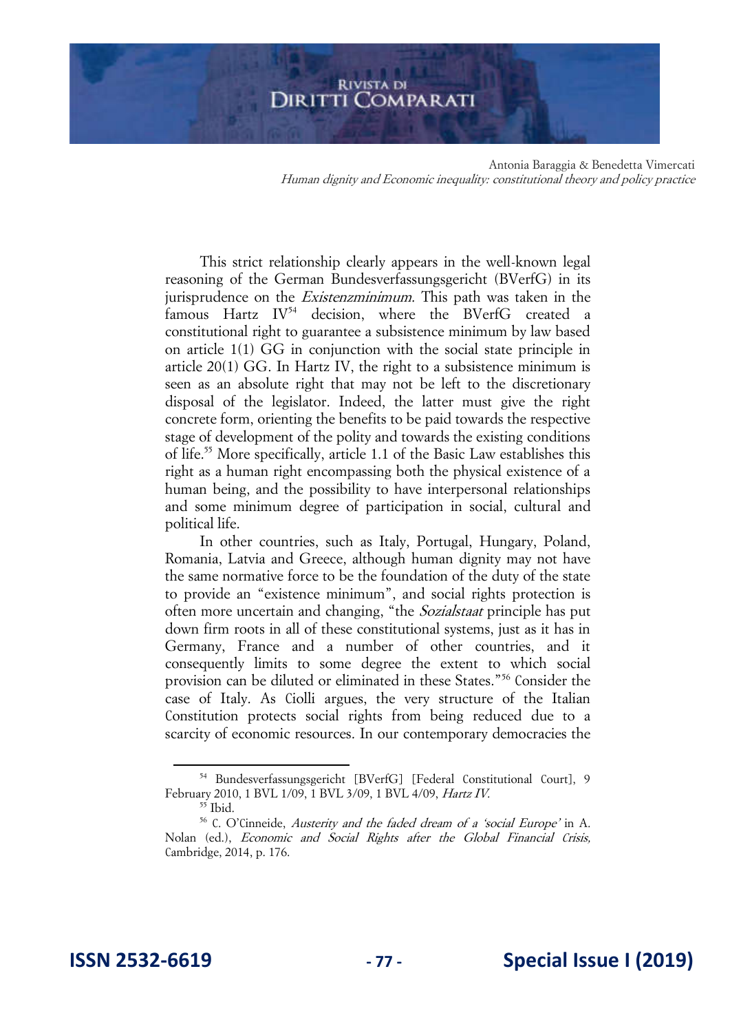This strict relationship clearly appears in the well-known legal reasoning of the German Bundesverfassungsgericht (BVerfG) in its jurisprudence on the *Existenzminimum*. This path was taken in the famous Hartz IV[54] decision, where the BVerfG created a constitutional right to guarantee a subsistence minimum by law based on article 1(1) GG in conjunction with the social state principle in article 20(1) GG. In Hartz IV, the right to a subsistence minimum is seen as an absolute right that may not be left to the discretionary disposal of the legislator. Indeed, the latter must give the right concrete form, orienting the benefits to be paid towards the respective stage of development of the polity and towards the existing conditions of life.[55] More specifically, article 1.1 of the Basic Law establishes this right as a human right encompassing both the physical existence of a human being, and the possibility to have interpersonal relationships and some minimum degree of participation in social, cultural and political life.

In other countries, such as Italy, Portugal, Hungary, Poland, Romania, Latvia and Greece, although human dignity may not have the same normative force to be the foundation of the duty of the state to provide an "existence minimum", and social rights protection is often more uncertain and changing, "the *Sozialstaat* principle has put down firm roots in all of these constitutional systems, just as it has in Germany, France and a number of other countries, and it consequently limits to some degree the extent to which social provision can be diluted or eliminated in these States."[56] Consider the case of Italy. As Ciolli argues, the very structure of the Italian Constitution protects social rights from being reduced due to a scarcity of economic resources. In our contemporary democracies the

---

[54] Bundesverfassungsgericht [BVerfG] [Federal Constitutional Court], 9 February 2010, 1 BVL 1/09, 1 BVL 3/09, 1 BVL 4/09, *Hartz IV*.

[55] Ibid.

[56] C. O'Cinneide, *Austerity and the faded dream of a 'social Europe'* in A. Nolan (ed.), *Economic and Social Rights after the Global Financial Crisis,* Cambridge, 2014, p. 176.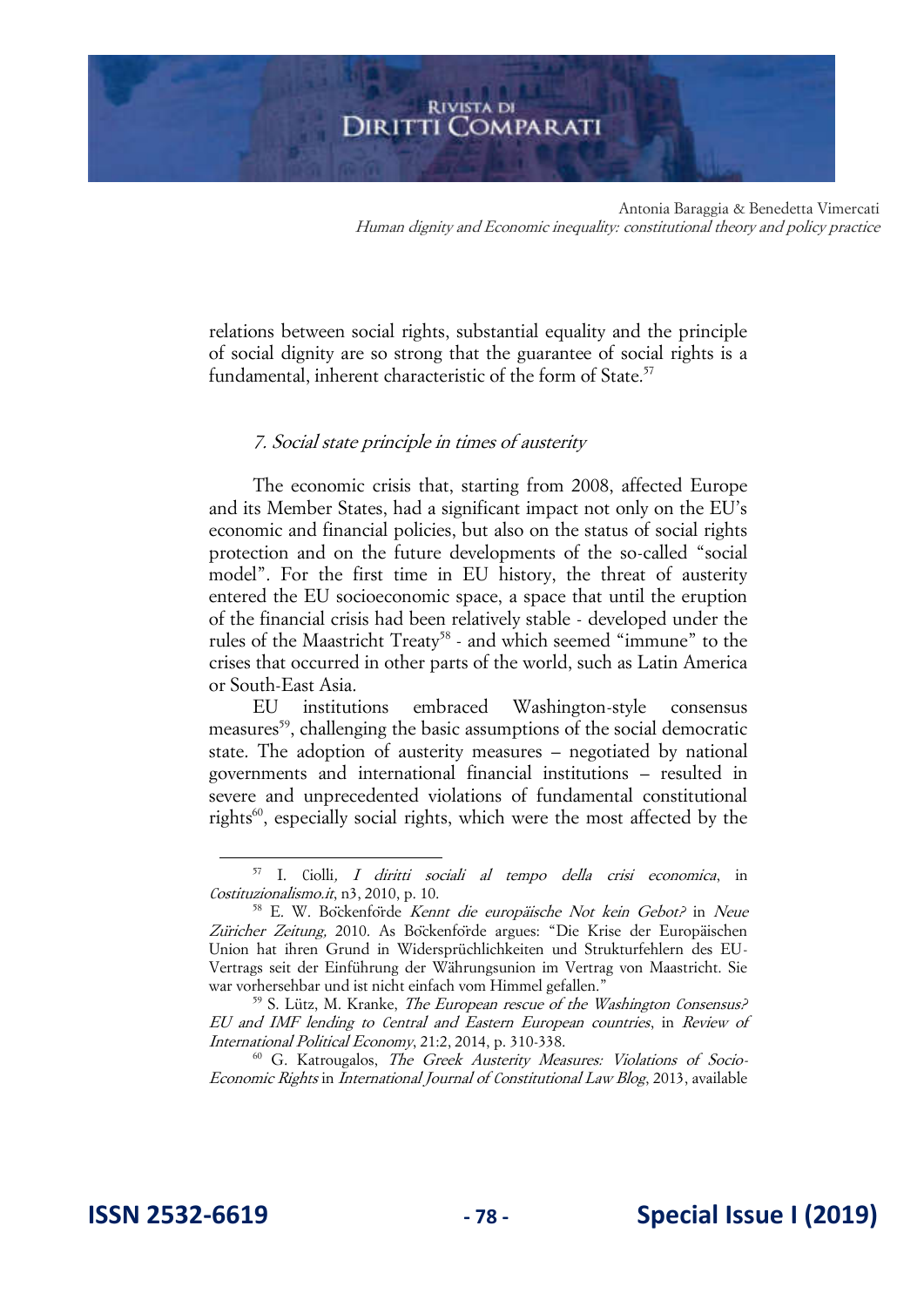relations between social rights, substantial equality and the principle of social dignity are so strong that the guarantee of social rights is a fundamental, inherent characteristic of the form of State.[57]

### *7. Social state principle in times of austerity*

The economic crisis that, starting from 2008, affected Europe and its Member States, had a significant impact not only on the EU's economic and financial policies, but also on the status of social rights protection and on the future developments of the so-called "social model". For the first time in EU history, the threat of austerity entered the EU socioeconomic space, a space that until the eruption of the financial crisis had been relatively stable - developed under the rules of the Maastricht Treaty[58] - and which seemed "immune" to the crises that occurred in other parts of the world, such as Latin America or South-East Asia.

EU institutions embraced Washington-style consensus measures[59], challenging the basic assumptions of the social democratic state. The adoption of austerity measures – negotiated by national governments and international financial institutions – resulted in severe and unprecedented violations of fundamental constitutional rights[60], especially social rights, which were the most affected by the

---

[57] I. Ciolli, *I diritti sociali al tempo della crisi economica*, in *Costituzionalismo.it*, n3, 2010, p. 10.

[58] E. W. Böckenförde *Kennt die europäische Not kein Gebot?* in *Neue Züricher Zeitung,* 2010. As Böckenförde argues: "Die Krise der Europäischen Union hat ihren Grund in Widersprüchlichkeiten und Strukturfehlern des EU-Vertrags seit der Einführung der Währungsunion im Vertrag von Maastricht. Sie war vorhersehbar und ist nicht einfach vom Himmel gefallen."

[59] S. Lütz, M. Kranke, *The European rescue of the Washington Consensus? EU and IMF lending to Central and Eastern European countries*, in *Review of International Political Economy*, 21:2, 2014, p. 310-338.

[60] G. Katrougalos, *The Greek Austerity Measures: Violations of Socio-Economic Rights* in *International Journal of Constitutional Law Blog*, 2013, available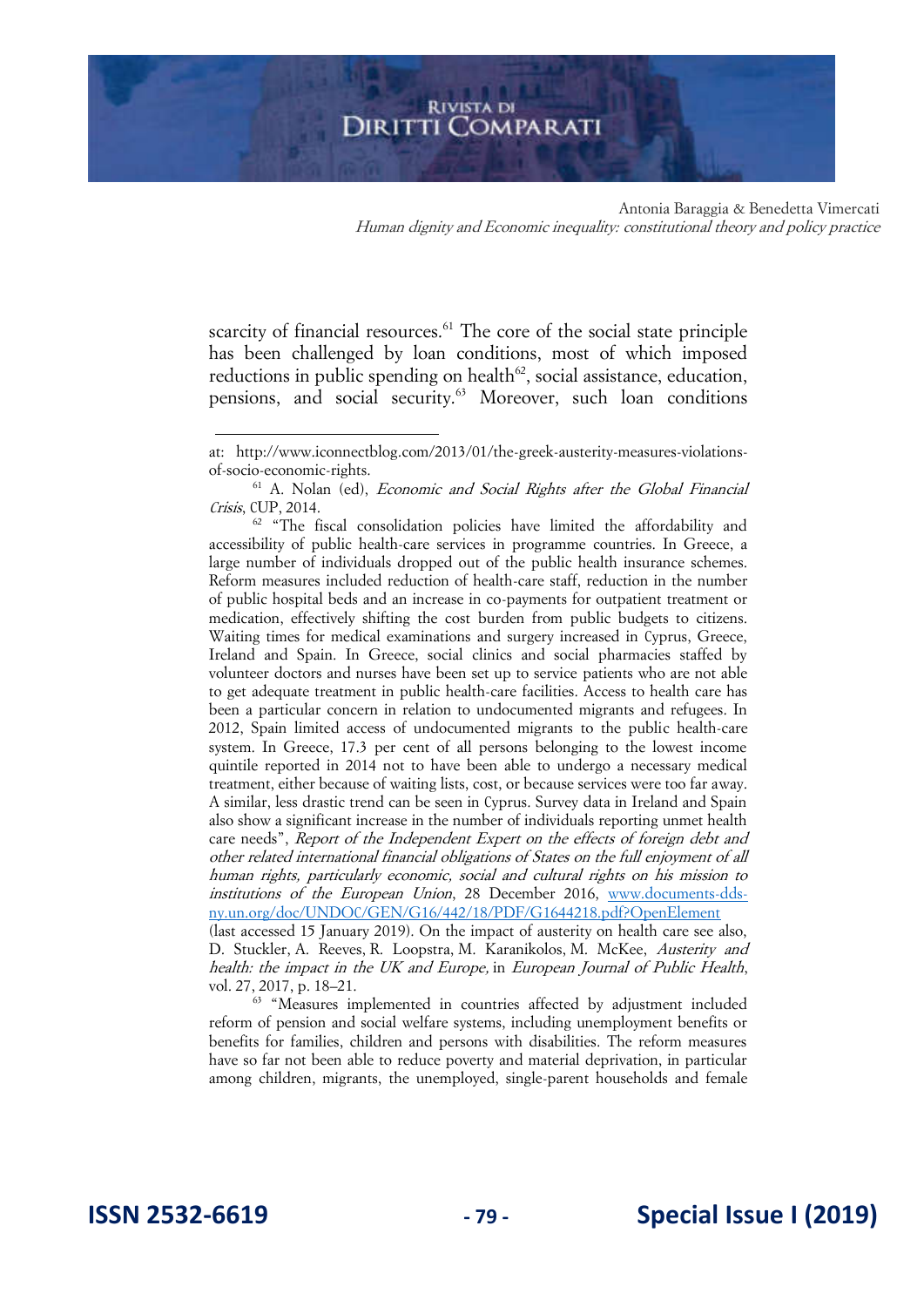scarcity of financial resources.[61] The core of the social state principle has been challenged by loan conditions, most of which imposed reductions in public spending on health[62], social assistance, education, pensions, and social security.[63] Moreover, such loan conditions

---

at: http://www.iconnectblog.com/2013/01/the-greek-austerity-measures-violations-of-socio-economic-rights.

[61] A. Nolan (ed), *Economic and Social Rights after the Global Financial Crisis*, CUP, 2014.

[62] "The fiscal consolidation policies have limited the affordability and accessibility of public health-care services in programme countries. In Greece, a large number of individuals dropped out of the public health insurance schemes. Reform measures included reduction of health-care staff, reduction in the number of public hospital beds and an increase in co-payments for outpatient treatment or medication, effectively shifting the cost burden from public budgets to citizens. Waiting times for medical examinations and surgery increased in Cyprus, Greece, Ireland and Spain. In Greece, social clinics and social pharmacies staffed by volunteer doctors and nurses have been set up to service patients who are not able to get adequate treatment in public health-care facilities. Access to health care has been a particular concern in relation to undocumented migrants and refugees. In 2012, Spain limited access of undocumented migrants to the public health-care system. In Greece, 17.3 per cent of all persons belonging to the lowest income quintile reported in 2014 not to have been able to undergo a necessary medical treatment, either because of waiting lists, cost, or because services were too far away. A similar, less drastic trend can be seen in Cyprus. Survey data in Ireland and Spain also show a significant increase in the number of individuals reporting unmet health care needs", *Report of the Independent Expert on the effects of foreign debt and other related international financial obligations of States on the full enjoyment of all human rights, particularly economic, social and cultural rights on his mission to institutions of the European Union*, 28 December 2016, www.documents-dds-ny.un.org/doc/UNDOC/GEN/G16/442/18/PDF/G1644218.pdf?OpenElement (last accessed 15 January 2019). On the impact of austerity on health care see also, D. Stuckler, A. Reeves, R. Loopstra, M. Karanikolos, M. McKee, *Austerity and health: the impact in the UK and Europe,* in *European Journal of Public Health*, vol. 27, 2017, p. 18–21.

[63] "Measures implemented in countries affected by adjustment included reform of pension and social welfare systems, including unemployment benefits or benefits for families, children and persons with disabilities. The reform measures have so far not been able to reduce poverty and material deprivation, in particular among children, migrants, the unemployed, single-parent households and female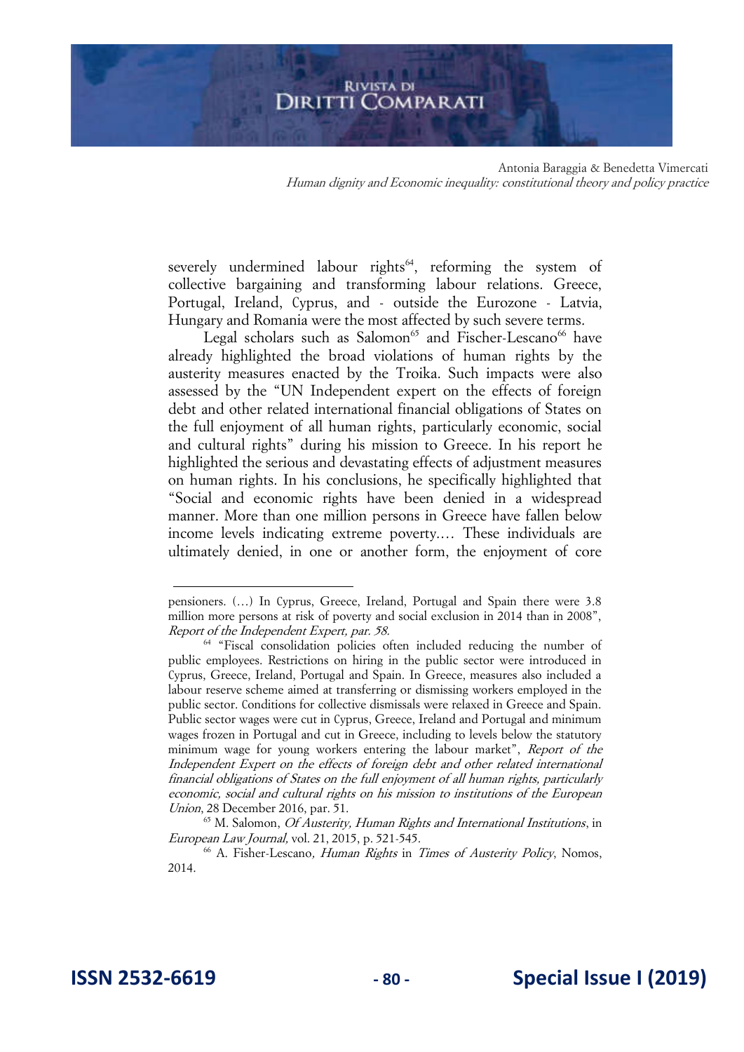severely undermined labour rights[64], reforming the system of collective bargaining and transforming labour relations. Greece, Portugal, Ireland, Cyprus, and - outside the Eurozone - Latvia, Hungary and Romania were the most affected by such severe terms.

Legal scholars such as Salomon[65] and Fischer-Lescano[66] have already highlighted the broad violations of human rights by the austerity measures enacted by the Troika. Such impacts were also assessed by the "UN Independent expert on the effects of foreign debt and other related international financial obligations of States on the full enjoyment of all human rights, particularly economic, social and cultural rights" during his mission to Greece. In his report he highlighted the serious and devastating effects of adjustment measures on human rights. In his conclusions, he specifically highlighted that "Social and economic rights have been denied in a widespread manner. More than one million persons in Greece have fallen below income levels indicating extreme poverty.… These individuals are ultimately denied, in one or another form, the enjoyment of core

---

pensioners. (…) In Cyprus, Greece, Ireland, Portugal and Spain there were 3.8 million more persons at risk of poverty and social exclusion in 2014 than in 2008", *Report of the Independent Expert, par. 58.*

[64] "Fiscal consolidation policies often included reducing the number of public employees. Restrictions on hiring in the public sector were introduced in Cyprus, Greece, Ireland, Portugal and Spain. In Greece, measures also included a labour reserve scheme aimed at transferring or dismissing workers employed in the public sector. Conditions for collective dismissals were relaxed in Greece and Spain. Public sector wages were cut in Cyprus, Greece, Ireland and Portugal and minimum wages frozen in Portugal and cut in Greece, including to levels below the statutory minimum wage for young workers entering the labour market", *Report of the Independent Expert on the effects of foreign debt and other related international financial obligations of States on the full enjoyment of all human rights, particularly economic, social and cultural rights on his mission to institutions of the European Union*, 28 December 2016, par. 51.

[65] M. Salomon, *Of Austerity, Human Rights and International Institutions*, in *European Law Journal,* vol. 21, 2015, p. 521-545.

[66] A. Fisher-Lescano, *Human Rights* in *Times of Austerity Policy*, Nomos, 2014.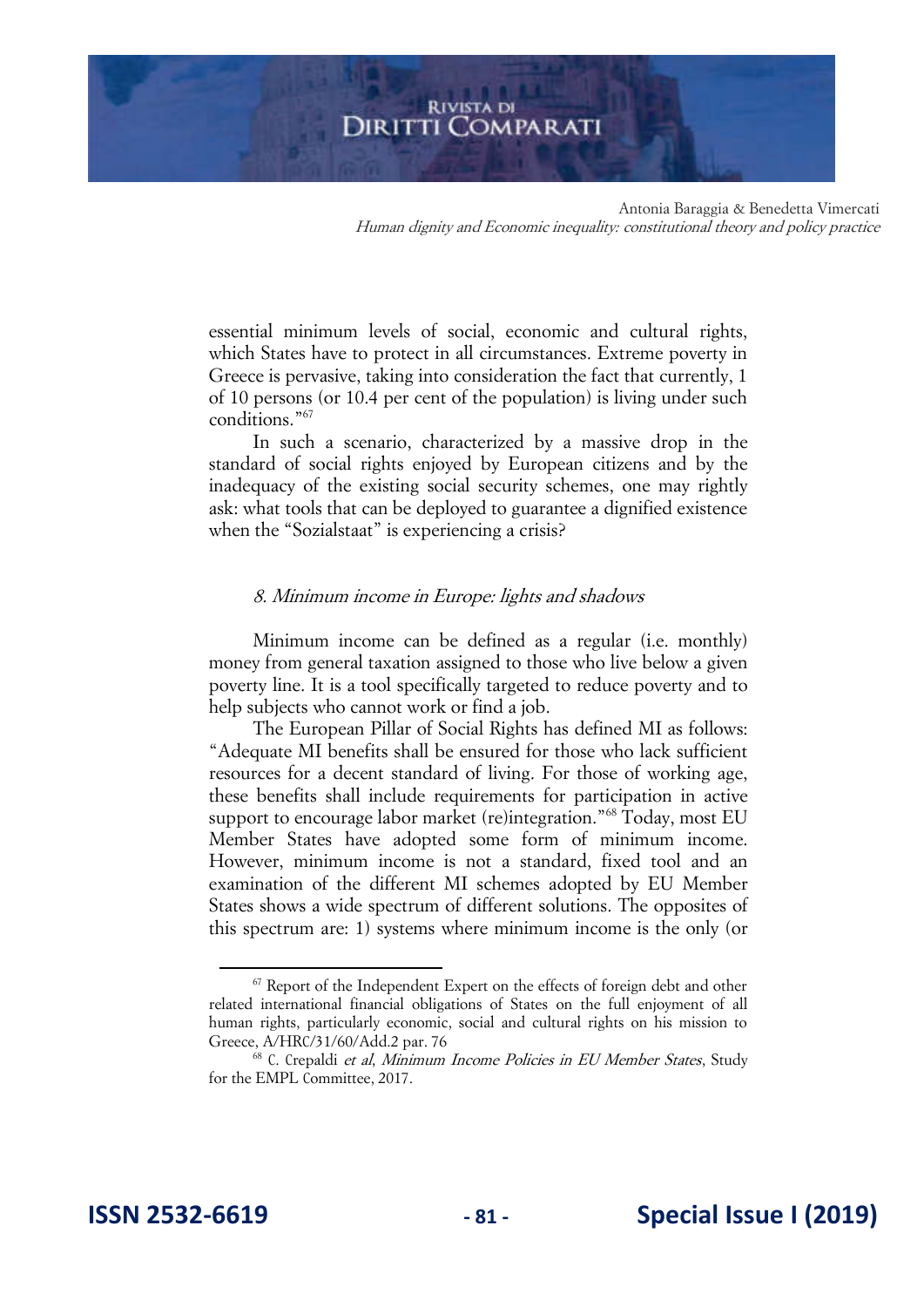essential minimum levels of social, economic and cultural rights, which States have to protect in all circumstances. Extreme poverty in Greece is pervasive, taking into consideration the fact that currently, 1 of 10 persons (or 10.4 per cent of the population) is living under such conditions."[67]

In such a scenario, characterized by a massive drop in the standard of social rights enjoyed by European citizens and by the inadequacy of the existing social security schemes, one may rightly ask: what tools that can be deployed to guarantee a dignified existence when the "Sozialstaat" is experiencing a crisis?

### *8. Minimum income in Europe: lights and shadows*

Minimum income can be defined as a regular (i.e. monthly) money from general taxation assigned to those who live below a given poverty line. It is a tool specifically targeted to reduce poverty and to help subjects who cannot work or find a job.

The European Pillar of Social Rights has defined MI as follows: "Adequate MI benefits shall be ensured for those who lack sufficient resources for a decent standard of living. For those of working age, these benefits shall include requirements for participation in active support to encourage labor market (re)integration."[68] Today, most EU Member States have adopted some form of minimum income. However, minimum income is not a standard, fixed tool and an examination of the different MI schemes adopted by EU Member States shows a wide spectrum of different solutions. The opposites of this spectrum are: 1) systems where minimum income is the only (or

---

[67] Report of the Independent Expert on the effects of foreign debt and other related international financial obligations of States on the full enjoyment of all human rights, particularly economic, social and cultural rights on his mission to Greece, A/HRC/31/60/Add.2 par. 76

[68] C. Crepaldi *et al*, *Minimum Income Policies in EU Member States*, Study for the EMPL Committee, 2017.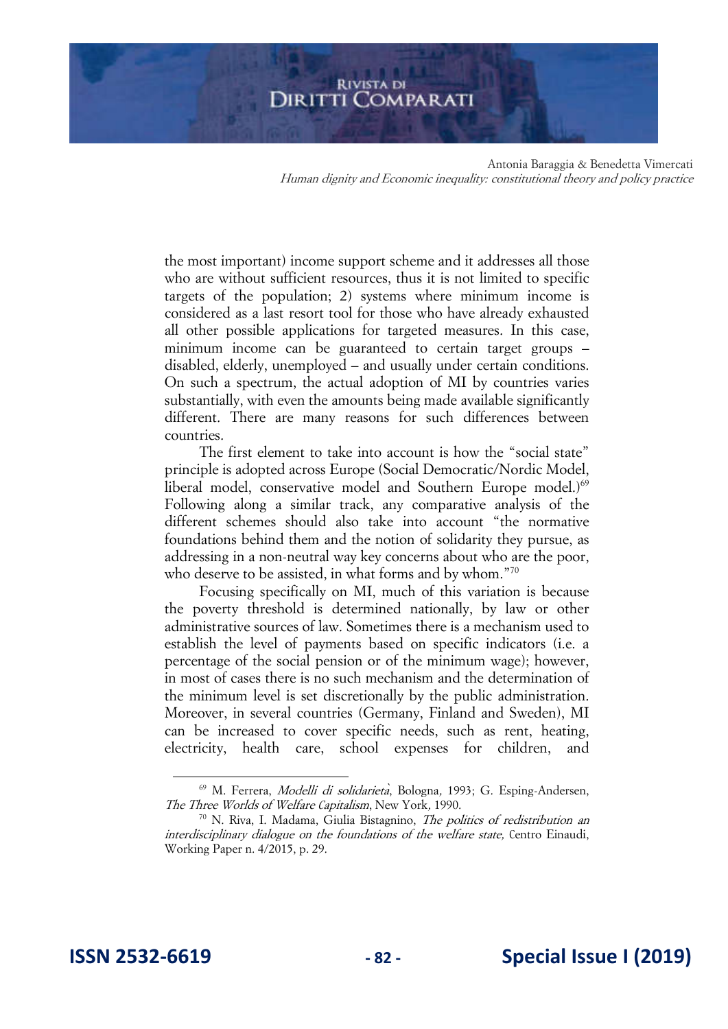the most important) income support scheme and it addresses all those who are without sufficient resources, thus it is not limited to specific targets of the population; 2) systems where minimum income is considered as a last resort tool for those who have already exhausted all other possible applications for targeted measures. In this case, minimum income can be guaranteed to certain target groups – disabled, elderly, unemployed – and usually under certain conditions. On such a spectrum, the actual adoption of MI by countries varies substantially, with even the amounts being made available significantly different. There are many reasons for such differences between countries.

The first element to take into account is how the "social state" principle is adopted across Europe (Social Democratic/Nordic Model, liberal model, conservative model and Southern Europe model.)[69] Following along a similar track, any comparative analysis of the different schemes should also take into account "the normative foundations behind them and the notion of solidarity they pursue, as addressing in a non-neutral way key concerns about who are the poor, who deserve to be assisted, in what forms and by whom."[70]

Focusing specifically on MI, much of this variation is because the poverty threshold is determined nationally, by law or other administrative sources of law. Sometimes there is a mechanism used to establish the level of payments based on specific indicators (i.e. a percentage of the social pension or of the minimum wage); however, in most of cases there is no such mechanism and the determination of the minimum level is set discretionally by the public administration. Moreover, in several countries (Germany, Finland and Sweden), MI can be increased to cover specific needs, such as rent, heating, electricity, health care, school expenses for children, and

---

[69] M. Ferrera, *Modelli di solidarietà*, Bologna, 1993; G. Esping-Andersen, *The Three Worlds of Welfare Capitalism*, New York, 1990.

[70] N. Riva, I. Madama, Giulia Bistagnino, *The politics of redistribution an interdisciplinary dialogue on the foundations of the welfare state,* Centro Einaudi, Working Paper n. 4/2015, p. 29.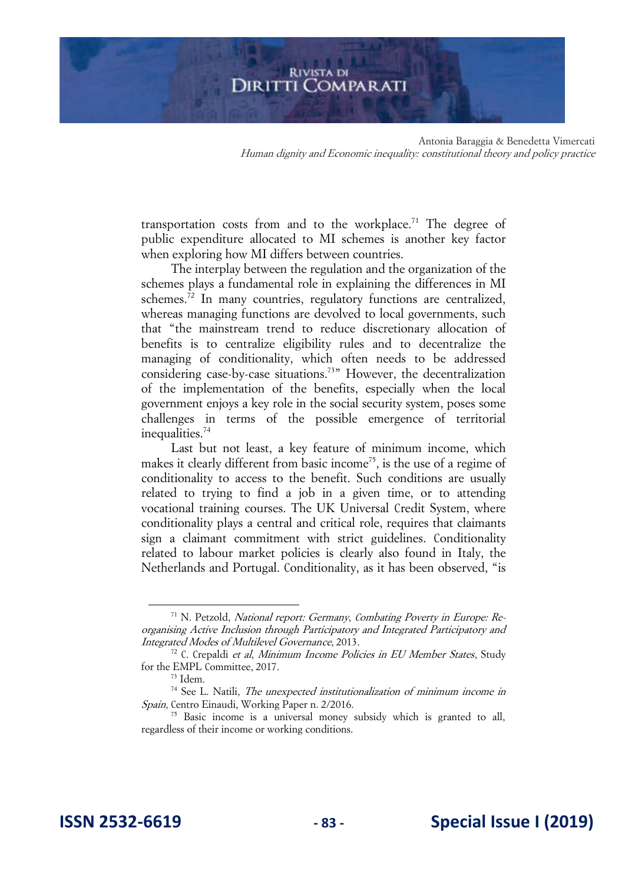transportation costs from and to the workplace.[71] The degree of public expenditure allocated to MI schemes is another key factor when exploring how MI differs between countries.

The interplay between the regulation and the organization of the schemes plays a fundamental role in explaining the differences in MI schemes.[72] In many countries, regulatory functions are centralized, whereas managing functions are devolved to local governments, such that "the mainstream trend to reduce discretionary allocation of benefits is to centralize eligibility rules and to decentralize the managing of conditionality, which often needs to be addressed considering case-by-case situations.[73]" However, the decentralization of the implementation of the benefits, especially when the local government enjoys a key role in the social security system, poses some challenges in terms of the possible emergence of territorial inequalities.[74]

Last but not least, a key feature of minimum income, which makes it clearly different from basic income[75], is the use of a regime of conditionality to access to the benefit. Such conditions are usually related to trying to find a job in a given time, or to attending vocational training courses. The UK Universal Credit System, where conditionality plays a central and critical role, requires that claimants sign a claimant commitment with strict guidelines. Conditionality related to labour market policies is clearly also found in Italy, the Netherlands and Portugal. Conditionality, as it has been observed, "is

---

[71] N. Petzold, *National report: Germany*, *Combating Poverty in Europe: Re-organising Active Inclusion through Participatory and Integrated Participatory and Integrated Modes of Multilevel Governance*, 2013.

[72] C. Crepaldi *et al*, *Minimum Income Policies in EU Member States*, Study for the EMPL Committee, 2017.

[73] Idem.

[74] See L. Natili, *The unexpected institutionalization of minimum income in Spain,* Centro Einaudi, Working Paper n. 2/2016.

[75] Basic income is a universal money subsidy which is granted to all, regardless of their income or working conditions.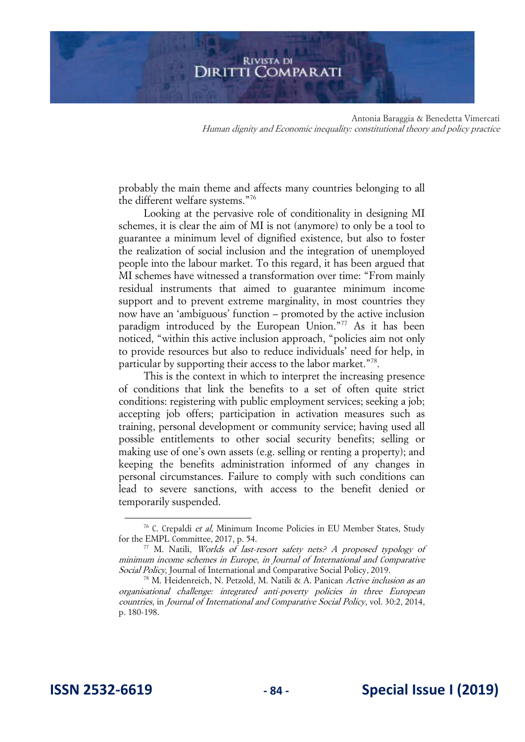probably the main theme and affects many countries belonging to all the different welfare systems."[76]

Looking at the pervasive role of conditionality in designing MI schemes, it is clear the aim of MI is not (anymore) to only be a tool to guarantee a minimum level of dignified existence, but also to foster the realization of social inclusion and the integration of unemployed people into the labour market. To this regard, it has been argued that MI schemes have witnessed a transformation over time: "From mainly residual instruments that aimed to guarantee minimum income support and to prevent extreme marginality, in most countries they now have an 'ambiguous' function – promoted by the active inclusion paradigm introduced by the European Union."[77] As it has been noticed, "within this active inclusion approach, "policies aim not only to provide resources but also to reduce individuals' need for help, in particular by supporting their access to the labor market."[78].

This is the context in which to interpret the increasing presence of conditions that link the benefits to a set of often quite strict conditions: registering with public employment services; seeking a job; accepting job offers; participation in activation measures such as training, personal development or community service; having used all possible entitlements to other social security benefits; selling or making use of one's own assets (e.g. selling or renting a property); and keeping the benefits administration informed of any changes in personal circumstances. Failure to comply with such conditions can lead to severe sanctions, with access to the benefit denied or temporarily suspended.

---

[76] C. Crepaldi *et al*, Minimum Income Policies in EU Member States, Study for the EMPL Committee, 2017, p. 54.

[77] M. Natili, *Worlds of last-resort safety nets? A proposed typology of minimum income schemes in Europe*, *in Journal of International and Comparative Social Policy,* Journal of International and Comparative Social Policy*,* 2019.

[78] M. Heidenreich, N. Petzold, M. Natili & A. Panican *Active inclusion as an organisational challenge: integrated anti-poverty policies in three European countries*, in *Journal of International and Comparative Social Policy*, vol. 30:2, 2014, p. 180-198.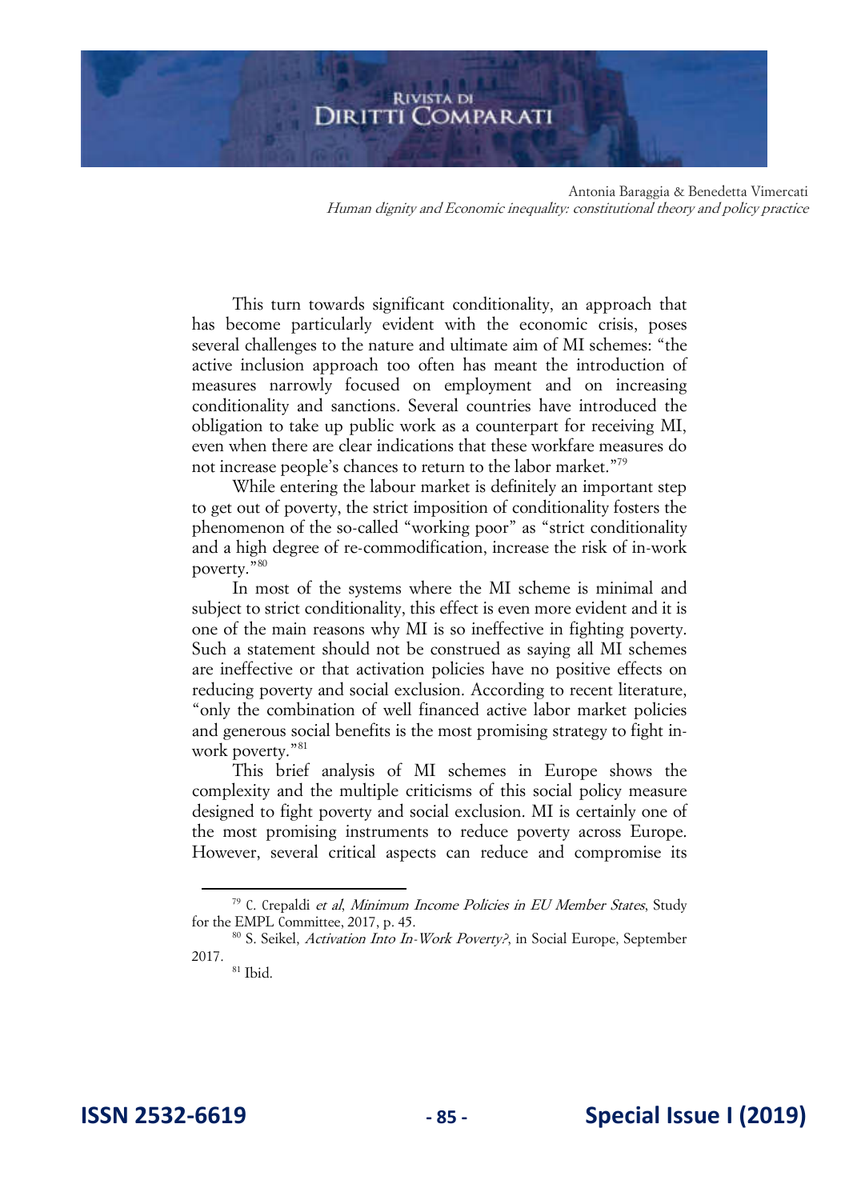This turn towards significant conditionality, an approach that has become particularly evident with the economic crisis, poses several challenges to the nature and ultimate aim of MI schemes: "the active inclusion approach too often has meant the introduction of measures narrowly focused on employment and on increasing conditionality and sanctions. Several countries have introduced the obligation to take up public work as a counterpart for receiving MI, even when there are clear indications that these workfare measures do not increase people's chances to return to the labor market."[79]

While entering the labour market is definitely an important step to get out of poverty, the strict imposition of conditionality fosters the phenomenon of the so-called "working poor" as "strict conditionality and a high degree of re-commodification, increase the risk of in-work poverty."[80]

In most of the systems where the MI scheme is minimal and subject to strict conditionality, this effect is even more evident and it is one of the main reasons why MI is so ineffective in fighting poverty. Such a statement should not be construed as saying all MI schemes are ineffective or that activation policies have no positive effects on reducing poverty and social exclusion. According to recent literature, "only the combination of well financed active labor market policies and generous social benefits is the most promising strategy to fight in-work poverty."[81]

This brief analysis of MI schemes in Europe shows the complexity and the multiple criticisms of this social policy measure designed to fight poverty and social exclusion. MI is certainly one of the most promising instruments to reduce poverty across Europe. However, several critical aspects can reduce and compromise its

---

[79] C. Crepaldi *et al*, *Minimum Income Policies in EU Member States*, Study for the EMPL Committee, 2017, p. 45.

[80] S. Seikel, *Activation Into In-Work Poverty?*, in Social Europe, September 2017.

[81] Ibid.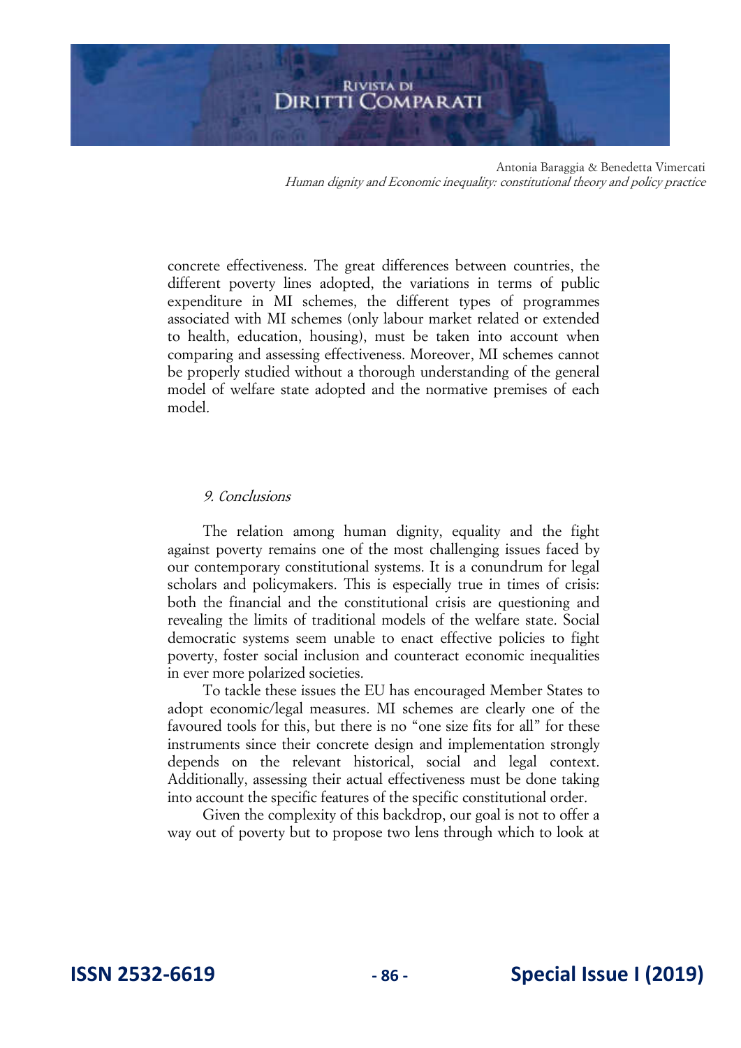concrete effectiveness. The great differences between countries, the different poverty lines adopted, the variations in terms of public expenditure in MI schemes, the different types of programmes associated with MI schemes (only labour market related or extended to health, education, housing), must be taken into account when comparing and assessing effectiveness. Moreover, MI schemes cannot be properly studied without a thorough understanding of the general model of welfare state adopted and the normative premises of each model.

## *9. Conclusions*

The relation among human dignity, equality and the fight against poverty remains one of the most challenging issues faced by our contemporary constitutional systems. It is a conundrum for legal scholars and policymakers. This is especially true in times of crisis: both the financial and the constitutional crisis are questioning and revealing the limits of traditional models of the welfare state. Social democratic systems seem unable to enact effective policies to fight poverty, foster social inclusion and counteract economic inequalities in ever more polarized societies.

To tackle these issues the EU has encouraged Member States to adopt economic/legal measures. MI schemes are clearly one of the favoured tools for this, but there is no "one size fits for all" for these instruments since their concrete design and implementation strongly depends on the relevant historical, social and legal context. Additionally, assessing their actual effectiveness must be done taking into account the specific features of the specific constitutional order.

Given the complexity of this backdrop, our goal is not to offer a way out of poverty but to propose two lens through which to look at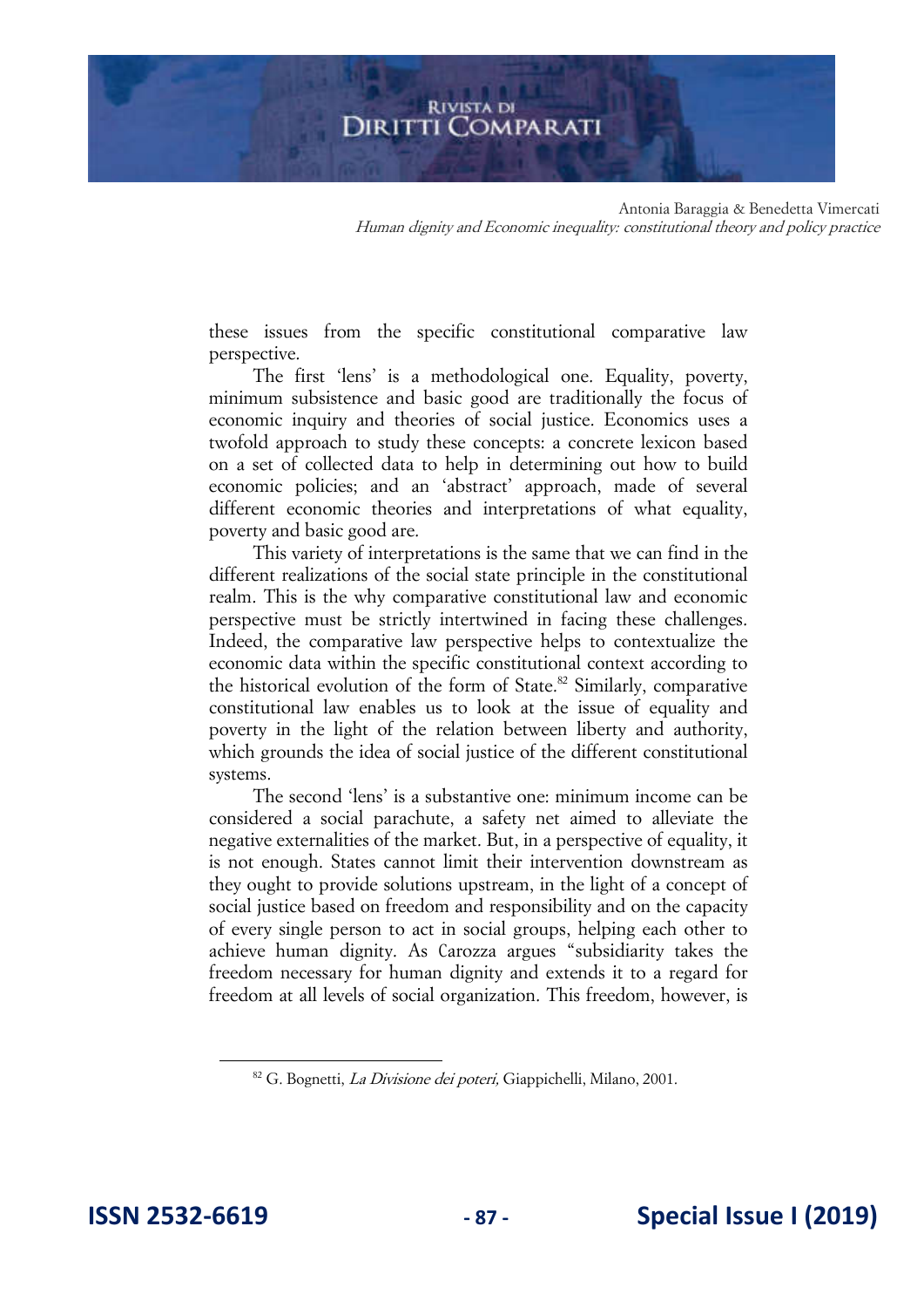these issues from the specific constitutional comparative law perspective.

The first 'lens' is a methodological one. Equality, poverty, minimum subsistence and basic good are traditionally the focus of economic inquiry and theories of social justice. Economics uses a twofold approach to study these concepts: a concrete lexicon based on a set of collected data to help in determining out how to build economic policies; and an 'abstract' approach, made of several different economic theories and interpretations of what equality, poverty and basic good are.

This variety of interpretations is the same that we can find in the different realizations of the social state principle in the constitutional realm. This is the why comparative constitutional law and economic perspective must be strictly intertwined in facing these challenges. Indeed, the comparative law perspective helps to contextualize the economic data within the specific constitutional context according to the historical evolution of the form of State.[82] Similarly, comparative constitutional law enables us to look at the issue of equality and poverty in the light of the relation between liberty and authority, which grounds the idea of social justice of the different constitutional systems.

The second 'lens' is a substantive one: minimum income can be considered a social parachute, a safety net aimed to alleviate the negative externalities of the market. But, in a perspective of equality, it is not enough. States cannot limit their intervention downstream as they ought to provide solutions upstream, in the light of a concept of social justice based on freedom and responsibility and on the capacity of every single person to act in social groups, helping each other to achieve human dignity. As Carozza argues "subsidiarity takes the freedom necessary for human dignity and extends it to a regard for freedom at all levels of social organization. This freedom, however, is

---

[82] G. Bognetti, *La Divisione dei poteri,* Giappichelli, Milano, 2001.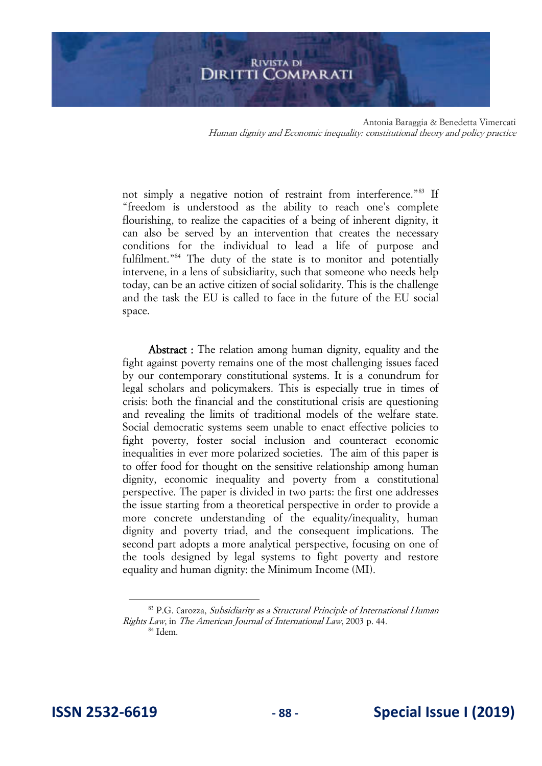not simply a negative notion of restraint from interference."[83] If "freedom is understood as the ability to reach one's complete flourishing, to realize the capacities of a being of inherent dignity, it can also be served by an intervention that creates the necessary conditions for the individual to lead a life of purpose and fulfilment."[84] The duty of the state is to monitor and potentially intervene, in a lens of subsidiarity, such that someone who needs help today, can be an active citizen of social solidarity. This is the challenge and the task the EU is called to face in the future of the EU social space.

**Abstract** : The relation among human dignity, equality and the fight against poverty remains one of the most challenging issues faced by our contemporary constitutional systems. It is a conundrum for legal scholars and policymakers. This is especially true in times of crisis: both the financial and the constitutional crisis are questioning and revealing the limits of traditional models of the welfare state. Social democratic systems seem unable to enact effective policies to fight poverty, foster social inclusion and counteract economic inequalities in ever more polarized societies. The aim of this paper is to offer food for thought on the sensitive relationship among human dignity, economic inequality and poverty from a constitutional perspective. The paper is divided in two parts: the first one addresses the issue starting from a theoretical perspective in order to provide a more concrete understanding of the equality/inequality, human dignity and poverty triad, and the consequent implications. The second part adopts a more analytical perspective, focusing on one of the tools designed by legal systems to fight poverty and restore equality and human dignity: the Minimum Income (MI).

[83] P.G. Carozza, *Subsidiarity as a Structural Principle of International Human Rights Law*, in *The American Journal of International Law*, 2003 p. 44.

[84] Idem.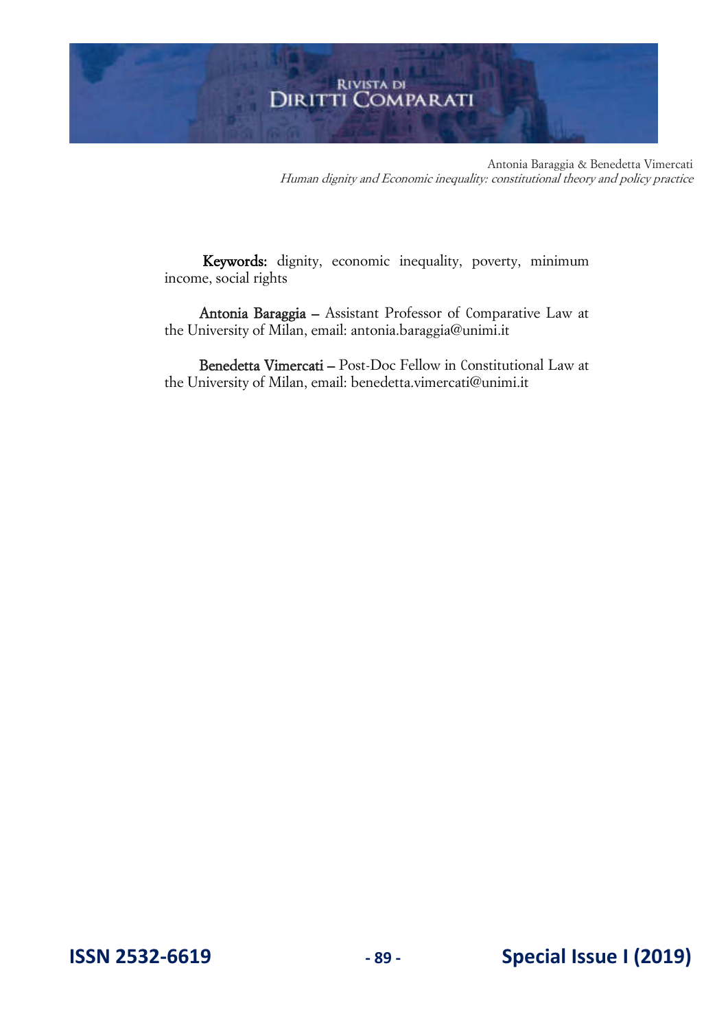**Keywords:** dignity, economic inequality, poverty, minimum income, social rights

**Antonia Baraggia** – Assistant Professor of Comparative Law at the University of Milan, email: antonia.baraggia@unimi.it

**Benedetta Vimercati** – Post-Doc Fellow in Constitutional Law at the University of Milan, email: benedetta.vimercati@unimi.it